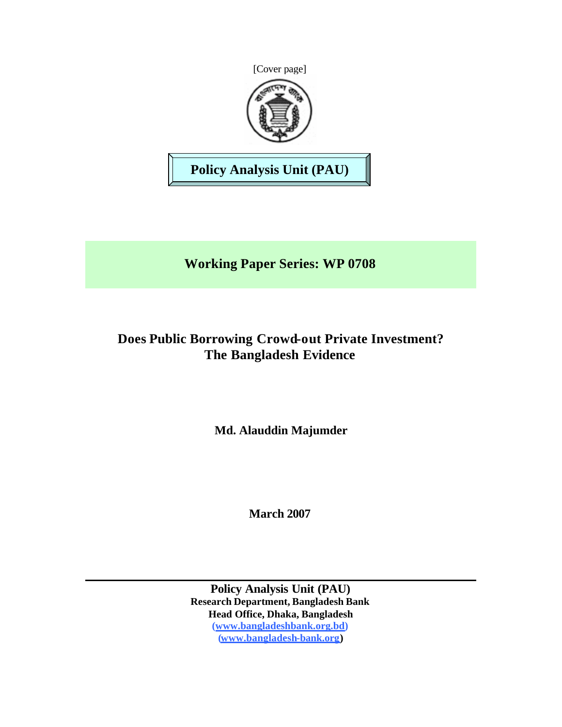[Cover page]

**Policy Analysis Unit (PAU)**

**Working Paper Series: WP 0708**

# Does Public Borrowing Crowd-out Private Investment? The Bangladesh Evidence

**Md. Alauddin Majumder**

**March 2007**

---

**Policy Analysis Unit (PAU)**
**Research Department, Bangladesh Bank**
**Head Office, Dhaka, Bangladesh**
**(www.bangladeshbank.org.bd)**
**(www.bangladesh-bank.org)**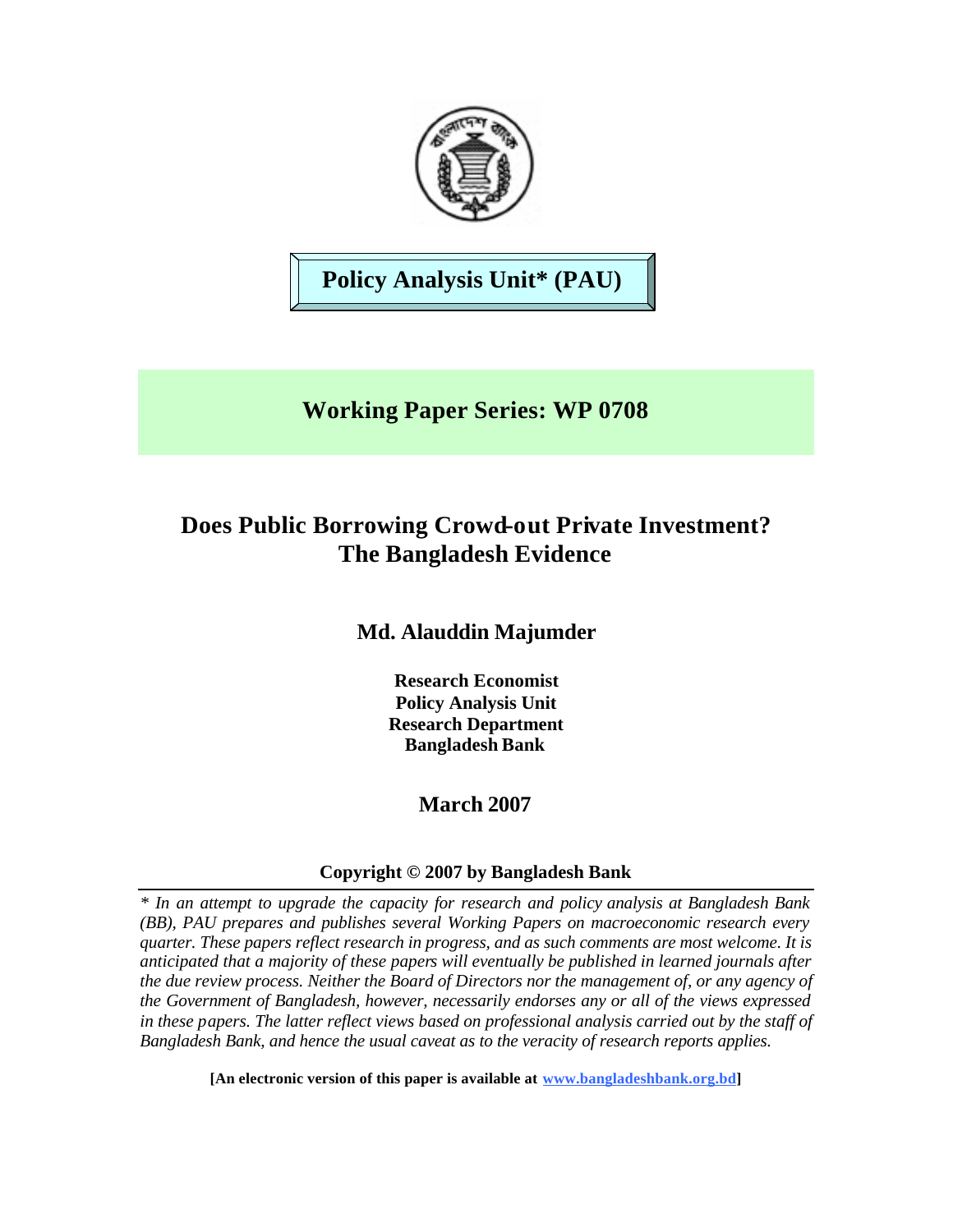**Policy Analysis Unit* (PAU)**

**Working Paper Series: WP 0708**

# Does Public Borrowing Crowd-out Private Investment? The Bangladesh Evidence

**Md. Alauddin Majumder**

**Research Economist**
**Policy Analysis Unit**
**Research Department**
**Bangladesh Bank**

**March 2007**

**Copyright © 2007 by Bangladesh Bank**

*\* In an attempt to upgrade the capacity for research and policy analysis at Bangladesh Bank (BB), PAU prepares and publishes several Working Papers on macroeconomic research every quarter. These papers reflect research in progress, and as such comments are most welcome. It is anticipated that a majority of these papers will eventually be published in learned journals after the due review process. Neither the Board of Directors nor the management of, or any agency of the Government of Bangladesh, however, necessarily endorses any or all of the views expressed in these papers. The latter reflect views based on professional analysis carried out by the staff of Bangladesh Bank, and hence the usual caveat as to the veracity of research reports applies.*

**[An electronic version of this paper is available at www.bangladeshbank.org.bd]**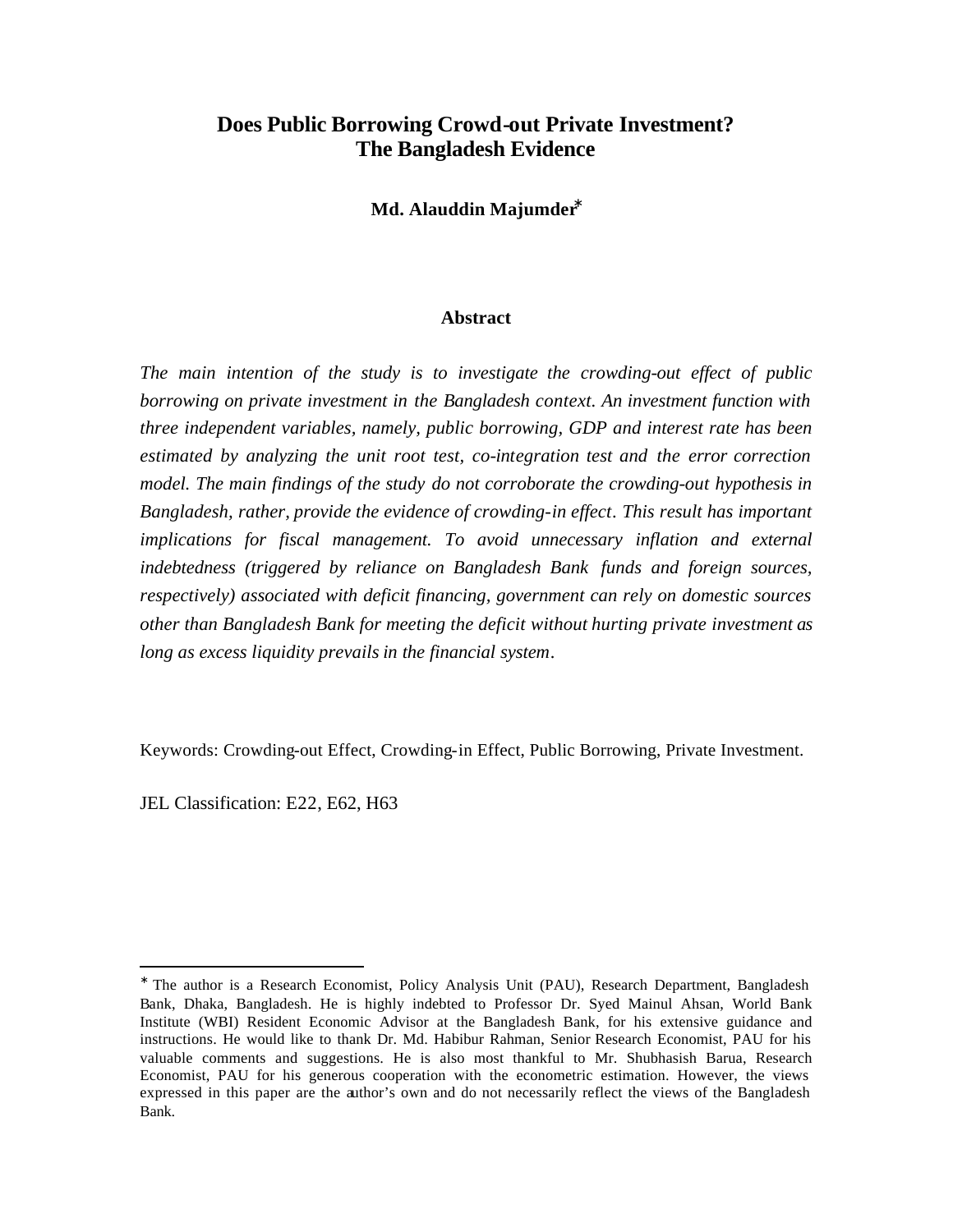# Does Public Borrowing Crowd-out Private Investment? The Bangladesh Evidence

**Md. Alauddin Majumder***

## Abstract

*The main intention of the study is to investigate the crowding-out effect of public borrowing on private investment in the Bangladesh context. An investment function with three independent variables, namely, public borrowing, GDP and interest rate has been estimated by analyzing the unit root test, co-integration test and the error correction model. The main findings of the study do not corroborate the crowding-out hypothesis in Bangladesh, rather, provide the evidence of crowding-in effect. This result has important implications for fiscal management. To avoid unnecessary inflation and external indebtedness (triggered by reliance on Bangladesh Bank funds and foreign sources, respectively) associated with deficit financing, government can rely on domestic sources other than Bangladesh Bank for meeting the deficit without hurting private investment as long as excess liquidity prevails in the financial system.*

Keywords: Crowding-out Effect, Crowding-in Effect, Public Borrowing, Private Investment.

JEL Classification: E22, E62, H63

---

* The author is a Research Economist, Policy Analysis Unit (PAU), Research Department, Bangladesh Bank, Dhaka, Bangladesh. He is highly indebted to Professor Dr. Syed Mainul Ahsan, World Bank Institute (WBI) Resident Economic Advisor at the Bangladesh Bank, for his extensive guidance and instructions. He would like to thank Dr. Md. Habibur Rahman, Senior Research Economist, PAU for his valuable comments and suggestions. He is also most thankful to Mr. Shubhasish Barua, Research Economist, PAU for his generous cooperation with the econometric estimation. However, the views expressed in this paper are the author's own and do not necessarily reflect the views of the Bangladesh Bank.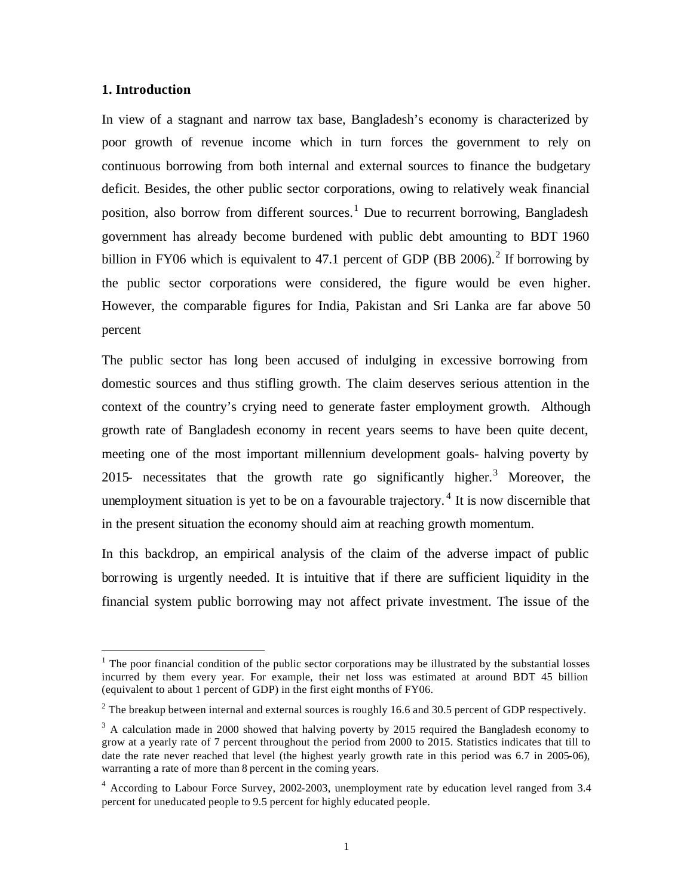## 1. Introduction

In view of a stagnant and narrow tax base, Bangladesh's economy is characterized by poor growth of revenue income which in turn forces the government to rely on continuous borrowing from both internal and external sources to finance the budgetary deficit. Besides, the other public sector corporations, owing to relatively weak financial position, also borrow from different sources.[1] Due to recurrent borrowing, Bangladesh government has already become burdened with public debt amounting to BDT 1960 billion in FY06 which is equivalent to 47.1 percent of GDP (BB 2006).[2] If borrowing by the public sector corporations were considered, the figure would be even higher. However, the comparable figures for India, Pakistan and Sri Lanka are far above 50 percent

The public sector has long been accused of indulging in excessive borrowing from domestic sources and thus stifling growth. The claim deserves serious attention in the context of the country's crying need to generate faster employment growth. Although growth rate of Bangladesh economy in recent years seems to have been quite decent, meeting one of the most important millennium development goals- halving poverty by 2015- necessitates that the growth rate go significantly higher.[3] Moreover, the unemployment situation is yet to be on a favourable trajectory.[4] It is now discernible that in the present situation the economy should aim at reaching growth momentum.

In this backdrop, an empirical analysis of the claim of the adverse impact of public borrowing is urgently needed. It is intuitive that if there are sufficient liquidity in the financial system public borrowing may not affect private investment. The issue of the

---

[1] The poor financial condition of the public sector corporations may be illustrated by the substantial losses incurred by them every year. For example, their net loss was estimated at around BDT 45 billion (equivalent to about 1 percent of GDP) in the first eight months of FY06.

[2] The breakup between internal and external sources is roughly 16.6 and 30.5 percent of GDP respectively.

[3] A calculation made in 2000 showed that halving poverty by 2015 required the Bangladesh economy to grow at a yearly rate of 7 percent throughout the period from 2000 to 2015. Statistics indicates that till to date the rate never reached that level (the highest yearly growth rate in this period was 6.7 in 2005-06), warranting a rate of more than 8 percent in the coming years.

[4] According to Labour Force Survey, 2002-2003, unemployment rate by education level ranged from 3.4 percent for uneducated people to 9.5 percent for highly educated people.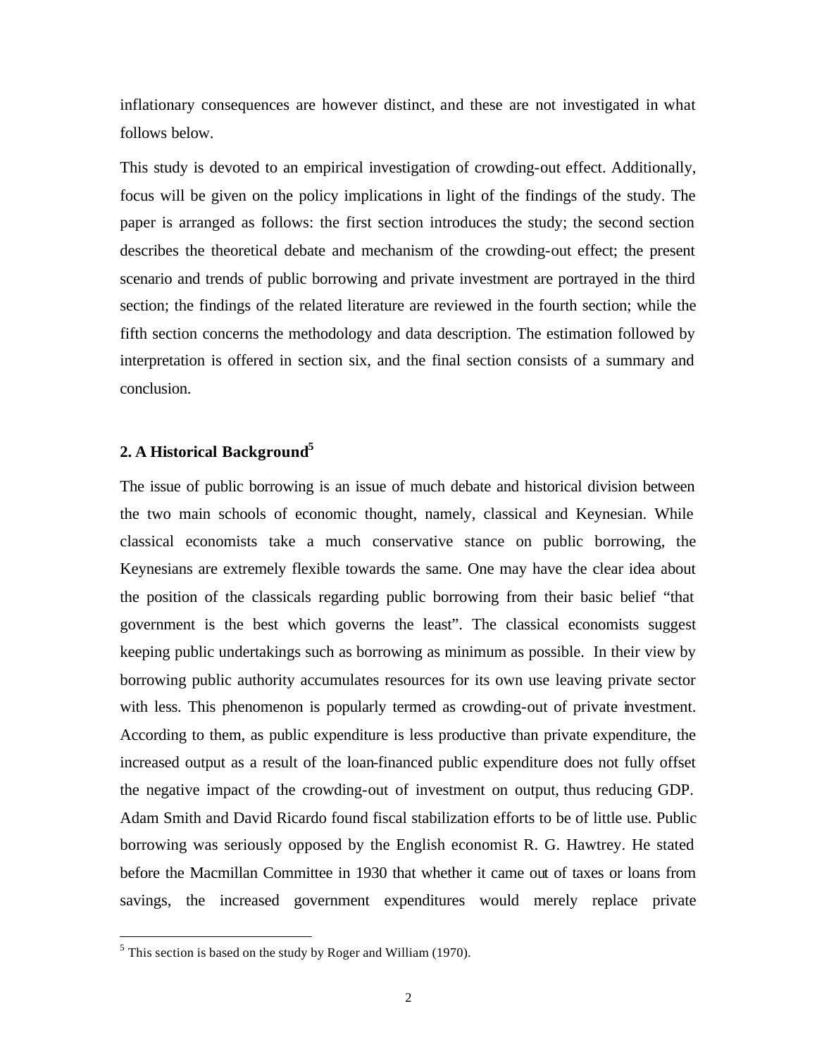inflationary consequences are however distinct, and these are not investigated in what follows below.

This study is devoted to an empirical investigation of crowding-out effect. Additionally, focus will be given on the policy implications in light of the findings of the study. The paper is arranged as follows: the first section introduces the study; the second section describes the theoretical debate and mechanism of the crowding-out effect; the present scenario and trends of public borrowing and private investment are portrayed in the third section; the findings of the related literature are reviewed in the fourth section; while the fifth section concerns the methodology and data description. The estimation followed by interpretation is offered in section six, and the final section consists of a summary and conclusion.

## 2. A Historical Background[5]

The issue of public borrowing is an issue of much debate and historical division between the two main schools of economic thought, namely, classical and Keynesian. While classical economists take a much conservative stance on public borrowing, the Keynesians are extremely flexible towards the same. One may have the clear idea about the position of the classicals regarding public borrowing from their basic belief "that government is the best which governs the least". The classical economists suggest keeping public undertakings such as borrowing as minimum as possible. In their view by borrowing public authority accumulates resources for its own use leaving private sector with less. This phenomenon is popularly termed as crowding-out of private investment. According to them, as public expenditure is less productive than private expenditure, the increased output as a result of the loan-financed public expenditure does not fully offset the negative impact of the crowding-out of investment on output, thus reducing GDP. Adam Smith and David Ricardo found fiscal stabilization efforts to be of little use. Public borrowing was seriously opposed by the English economist R. G. Hawtrey. He stated before the Macmillan Committee in 1930 that whether it came out of taxes or loans from savings, the increased government expenditures would merely replace private

[5] This section is based on the study by Roger and William (1970).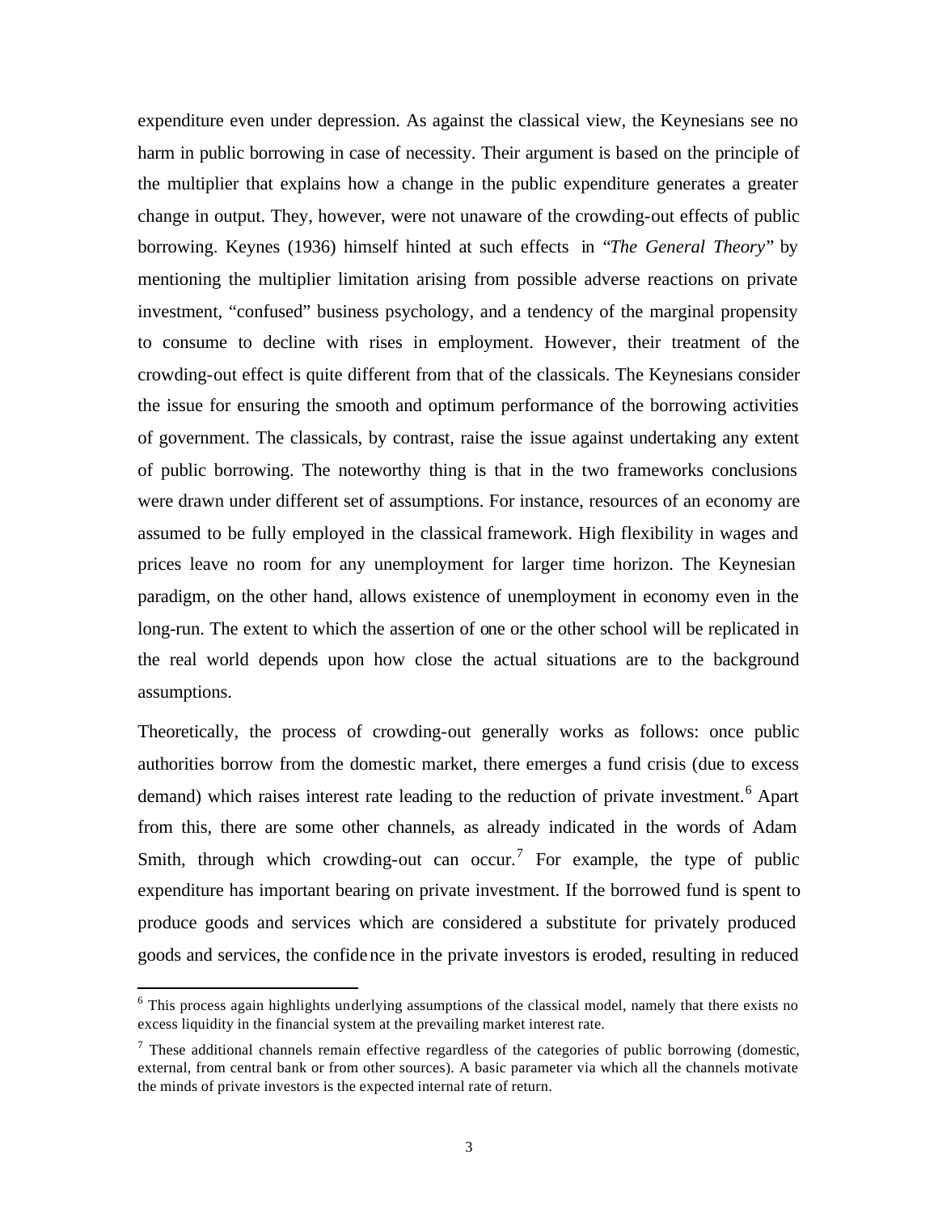expenditure even under depression. As against the classical view, the Keynesians see no harm in public borrowing in case of necessity. Their argument is based on the principle of the multiplier that explains how a change in the public expenditure generates a greater change in output. They, however, were not unaware of the crowding-out effects of public borrowing. Keynes (1936) himself hinted at such effects in "*The General Theory*" by mentioning the multiplier limitation arising from possible adverse reactions on private investment, "confused" business psychology, and a tendency of the marginal propensity to consume to decline with rises in employment. However, their treatment of the crowding-out effect is quite different from that of the classicals. The Keynesians consider the issue for ensuring the smooth and optimum performance of the borrowing activities of government. The classicals, by contrast, raise the issue against undertaking any extent of public borrowing. The noteworthy thing is that in the two frameworks conclusions were drawn under different set of assumptions. For instance, resources of an economy are assumed to be fully employed in the classical framework. High flexibility in wages and prices leave no room for any unemployment for larger time horizon. The Keynesian paradigm, on the other hand, allows existence of unemployment in economy even in the long-run. The extent to which the assertion of one or the other school will be replicated in the real world depends upon how close the actual situations are to the background assumptions.

Theoretically, the process of crowding-out generally works as follows: once public authorities borrow from the domestic market, there emerges a fund crisis (due to excess demand) which raises interest rate leading to the reduction of private investment.[6] Apart from this, there are some other channels, as already indicated in the words of Adam Smith, through which crowding-out can occur.[7] For example, the type of public expenditure has important bearing on private investment. If the borrowed fund is spent to produce goods and services which are considered a substitute for privately produced goods and services, the confidence in the private investors is eroded, resulting in reduced

[6] This process again highlights underlying assumptions of the classical model, namely that there exists no excess liquidity in the financial system at the prevailing market interest rate.

[7] These additional channels remain effective regardless of the categories of public borrowing (domestic, external, from central bank or from other sources). A basic parameter via which all the channels motivate the minds of private investors is the expected internal rate of return.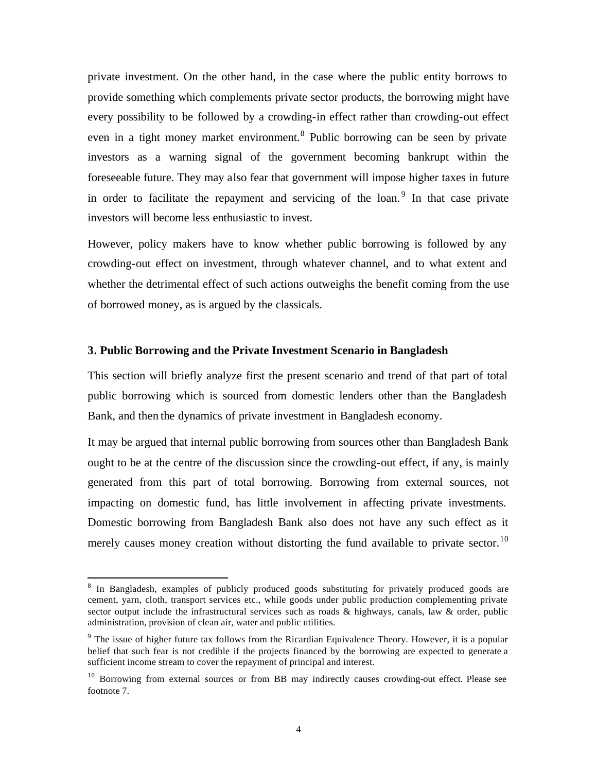private investment. On the other hand, in the case where the public entity borrows to provide something which complements private sector products, the borrowing might have every possibility to be followed by a crowding-in effect rather than crowding-out effect even in a tight money market environment.[8] Public borrowing can be seen by private investors as a warning signal of the government becoming bankrupt within the foreseeable future. They may also fear that government will impose higher taxes in future in order to facilitate the repayment and servicing of the loan.[9] In that case private investors will become less enthusiastic to invest.

However, policy makers have to know whether public borrowing is followed by any crowding-out effect on investment, through whatever channel, and to what extent and whether the detrimental effect of such actions outweighs the benefit coming from the use of borrowed money, as is argued by the classicals.

### 3. Public Borrowing and the Private Investment Scenario in Bangladesh

This section will briefly analyze first the present scenario and trend of that part of total public borrowing which is sourced from domestic lenders other than the Bangladesh Bank, and then the dynamics of private investment in Bangladesh economy.

It may be argued that internal public borrowing from sources other than Bangladesh Bank ought to be at the centre of the discussion since the crowding-out effect, if any, is mainly generated from this part of total borrowing. Borrowing from external sources, not impacting on domestic fund, has little involvement in affecting private investments. Domestic borrowing from Bangladesh Bank also does not have any such effect as it merely causes money creation without distorting the fund available to private sector.[10]

---

[8] In Bangladesh, examples of publicly produced goods substituting for privately produced goods are cement, yarn, cloth, transport services etc., while goods under public production complementing private sector output include the infrastructural services such as roads & highways, canals, law & order, public administration, provision of clean air, water and public utilities.

[9] The issue of higher future tax follows from the Ricardian Equivalence Theory. However, it is a popular belief that such fear is not credible if the projects financed by the borrowing are expected to generate a sufficient income stream to cover the repayment of principal and interest.

[10] Borrowing from external sources or from BB may indirectly causes crowding-out effect. Please see footnote 7.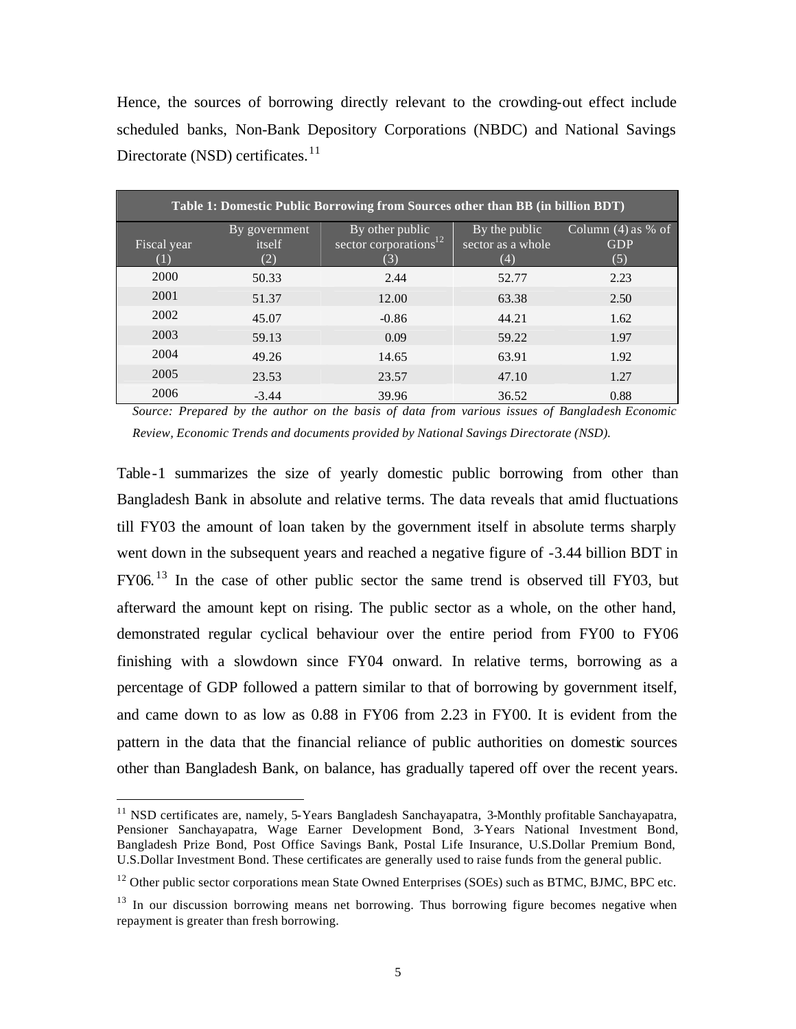Hence, the sources of borrowing directly relevant to the crowding-out effect include scheduled banks, Non-Bank Depository Corporations (NBDC) and National Savings Directorate (NSD) certificates.[11]

**Table 1: Domestic Public Borrowing from Sources other than BB (in billion BDT)**

| Fiscal year (1) | By government itself (2) | By other public sector corporations[12] (3) | By the public sector as a whole (4) | Column (4) as % of GDP (5) |
|---|---|---|---|---|
| 2000 | 50.33 | 2.44 | 52.77 | 2.23 |
| 2001 | 51.37 | 12.00 | 63.38 | 2.50 |
| 2002 | 45.07 | -0.86 | 44.21 | 1.62 |
| 2003 | 59.13 | 0.09 | 59.22 | 1.97 |
| 2004 | 49.26 | 14.65 | 63.91 | 1.92 |
| 2005 | 23.53 | 23.57 | 47.10 | 1.27 |
| 2006 | -3.44 | 39.96 | 36.52 | 0.88 |

*Source: Prepared by the author on the basis of data from various issues of Bangladesh Economic Review, Economic Trends and documents provided by National Savings Directorate (NSD).*

Table-1 summarizes the size of yearly domestic public borrowing from other than Bangladesh Bank in absolute and relative terms. The data reveals that amid fluctuations till FY03 the amount of loan taken by the government itself in absolute terms sharply went down in the subsequent years and reached a negative figure of -3.44 billion BDT in FY06.[13] In the case of other public sector the same trend is observed till FY03, but afterward the amount kept on rising. The public sector as a whole, on the other hand, demonstrated regular cyclical behaviour over the entire period from FY00 to FY06 finishing with a slowdown since FY04 onward. In relative terms, borrowing as a percentage of GDP followed a pattern similar to that of borrowing by government itself, and came down to as low as 0.88 in FY06 from 2.23 in FY00. It is evident from the pattern in the data that the financial reliance of public authorities on domestic sources other than Bangladesh Bank, on balance, has gradually tapered off over the recent years.

---

[11] NSD certificates are, namely, 5-Years Bangladesh Sanchayapatra, 3-Monthly profitable Sanchayapatra, Pensioner Sanchayapatra, Wage Earner Development Bond, 3-Years National Investment Bond, Bangladesh Prize Bond, Post Office Savings Bank, Postal Life Insurance, U.S.Dollar Premium Bond, U.S.Dollar Investment Bond. These certificates are generally used to raise funds from the general public.

[12] Other public sector corporations mean State Owned Enterprises (SOEs) such as BTMC, BJMC, BPC etc.

[13] In our discussion borrowing means net borrowing. Thus borrowing figure becomes negative when repayment is greater than fresh borrowing.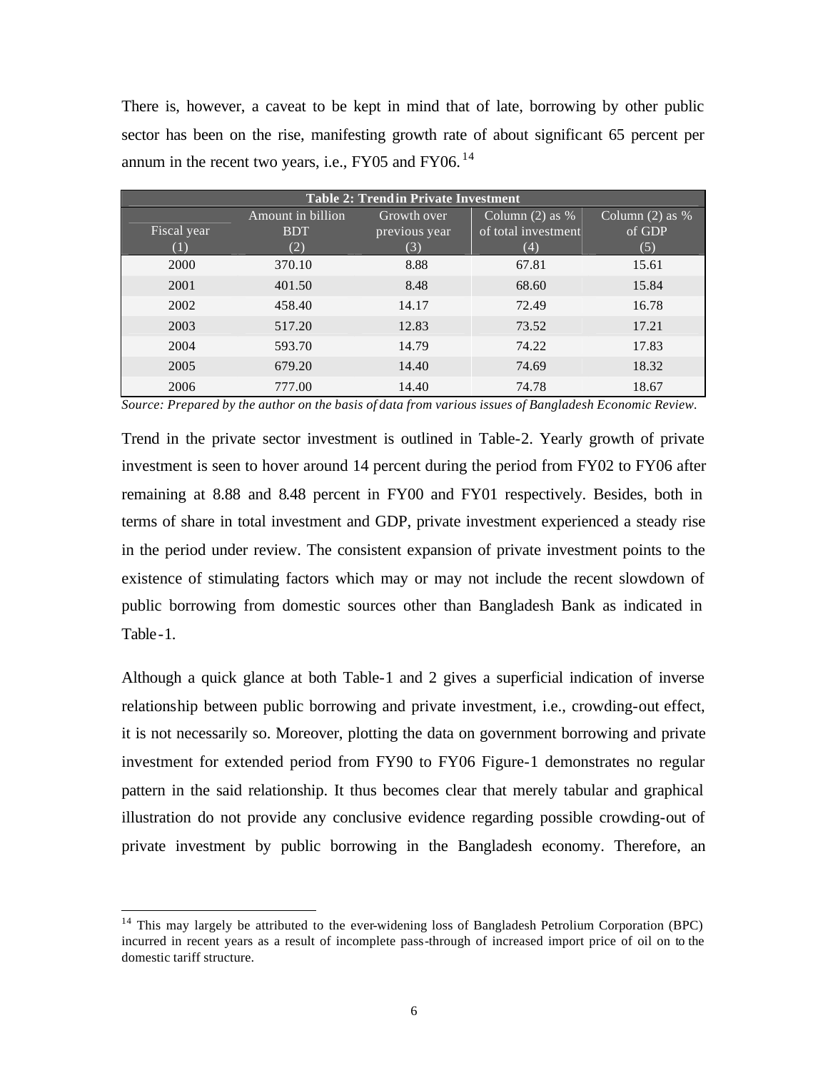There is, however, a caveat to be kept in mind that of late, borrowing by other public sector has been on the rise, manifesting growth rate of about significant 65 percent per annum in the recent two years, i.e., FY05 and FY06.[14]

| **Table 2: Trend in Private Investment** | | | | |
|---|---|---|---|---|
| Fiscal year (1) | Amount in billion BDT (2) | Growth over previous year (3) | Column (2) as % of total investment (4) | Column (2) as % of GDP (5) |
| 2000 | 370.10 | 8.88 | 67.81 | 15.61 |
| 2001 | 401.50 | 8.48 | 68.60 | 15.84 |
| 2002 | 458.40 | 14.17 | 72.49 | 16.78 |
| 2003 | 517.20 | 12.83 | 73.52 | 17.21 |
| 2004 | 593.70 | 14.79 | 74.22 | 17.83 |
| 2005 | 679.20 | 14.40 | 74.69 | 18.32 |
| 2006 | 777.00 | 14.40 | 74.78 | 18.67 |

*Source: Prepared by the author on the basis of data from various issues of Bangladesh Economic Review.*

Trend in the private sector investment is outlined in Table-2. Yearly growth of private investment is seen to hover around 14 percent during the period from FY02 to FY06 after remaining at 8.88 and 8.48 percent in FY00 and FY01 respectively. Besides, both in terms of share in total investment and GDP, private investment experienced a steady rise in the period under review. The consistent expansion of private investment points to the existence of stimulating factors which may or may not include the recent slowdown of public borrowing from domestic sources other than Bangladesh Bank as indicated in Table-1.

Although a quick glance at both Table-1 and 2 gives a superficial indication of inverse relationship between public borrowing and private investment, i.e., crowding-out effect, it is not necessarily so. Moreover, plotting the data on government borrowing and private investment for extended period from FY90 to FY06 Figure-1 demonstrates no regular pattern in the said relationship. It thus becomes clear that merely tabular and graphical illustration do not provide any conclusive evidence regarding possible crowding-out of private investment by public borrowing in the Bangladesh economy. Therefore, an

[14] This may largely be attributed to the ever-widening loss of Bangladesh Petrolium Corporation (BPC) incurred in recent years as a result of incomplete pass-through of increased import price of oil on to the domestic tariff structure.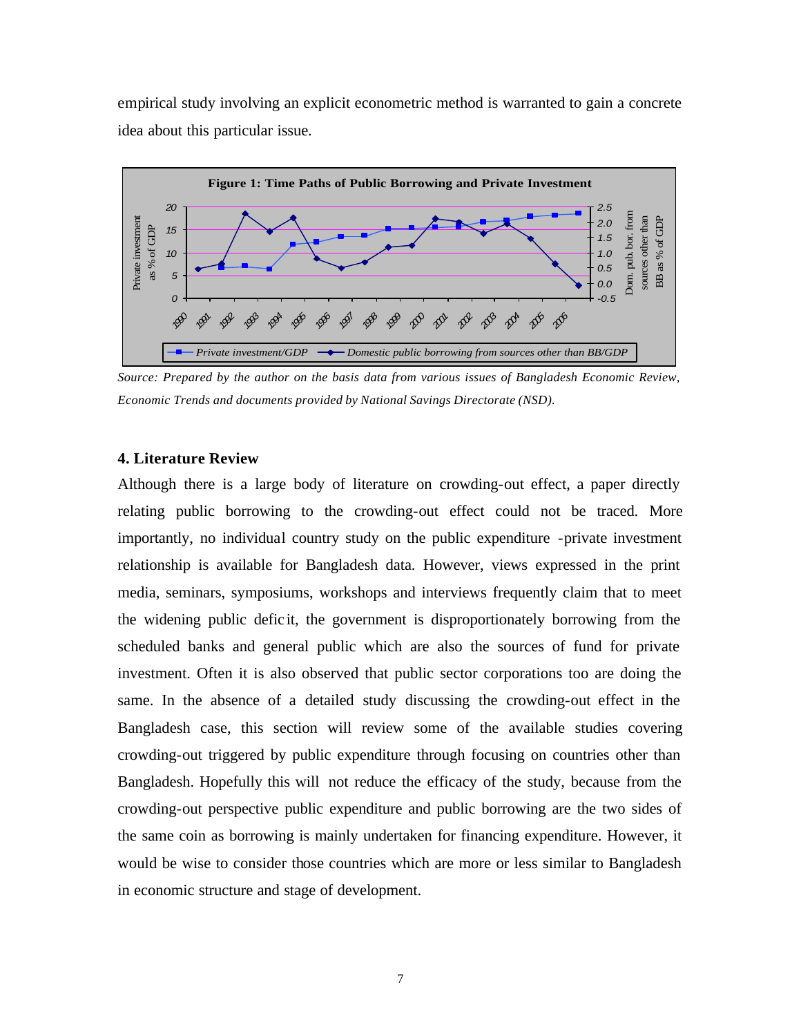empirical study involving an explicit econometric method is warranted to gain a concrete idea about this particular issue.

**Figure 1: Time Paths of Public Borrowing and Private Investment**

*Source: Prepared by the author on the basis data from various issues of Bangladesh Economic Review, Economic Trends and documents provided by National Savings Directorate (NSD).*

#### 4. Literature Review

Although there is a large body of literature on crowding-out effect, a paper directly relating public borrowing to the crowding-out effect could not be traced. More importantly, no individual country study on the public expenditure -private investment relationship is available for Bangladesh data. However, views expressed in the print media, seminars, symposiums, workshops and interviews frequently claim that to meet the widening public deficit, the government is disproportionately borrowing from the scheduled banks and general public which are also the sources of fund for private investment. Often it is also observed that public sector corporations too are doing the same. In the absence of a detailed study discussing the crowding-out effect in the Bangladesh case, this section will review some of the available studies covering crowding-out triggered by public expenditure through focusing on countries other than Bangladesh. Hopefully this will not reduce the efficacy of the study, because from the crowding-out perspective public expenditure and public borrowing are the two sides of the same coin as borrowing is mainly undertaken for financing expenditure. However, it would be wise to consider those countries which are more or less similar to Bangladesh in economic structure and stage of development.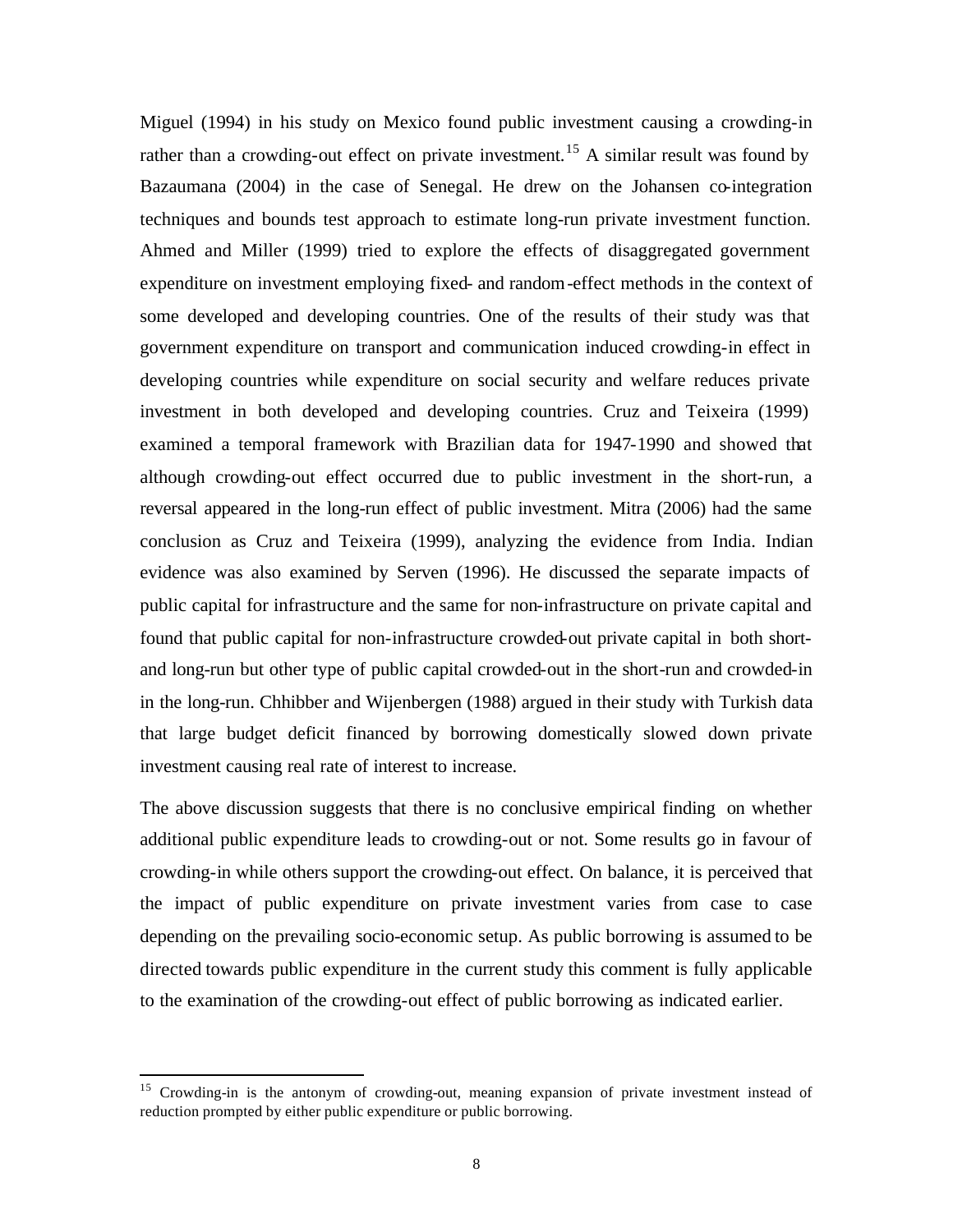Miguel (1994) in his study on Mexico found public investment causing a crowding-in rather than a crowding-out effect on private investment.[15] A similar result was found by Bazaumana (2004) in the case of Senegal. He drew on the Johansen co-integration techniques and bounds test approach to estimate long-run private investment function. Ahmed and Miller (1999) tried to explore the effects of disaggregated government expenditure on investment employing fixed- and random-effect methods in the context of some developed and developing countries. One of the results of their study was that government expenditure on transport and communication induced crowding-in effect in developing countries while expenditure on social security and welfare reduces private investment in both developed and developing countries. Cruz and Teixeira (1999) examined a temporal framework with Brazilian data for 1947-1990 and showed that although crowding-out effect occurred due to public investment in the short-run, a reversal appeared in the long-run effect of public investment. Mitra (2006) had the same conclusion as Cruz and Teixeira (1999), analyzing the evidence from India. Indian evidence was also examined by Serven (1996). He discussed the separate impacts of public capital for infrastructure and the same for non-infrastructure on private capital and found that public capital for non-infrastructure crowded-out private capital in both short- and long-run but other type of public capital crowded-out in the short-run and crowded-in in the long-run. Chhibber and Wijenbergen (1988) argued in their study with Turkish data that large budget deficit financed by borrowing domestically slowed down private investment causing real rate of interest to increase.

The above discussion suggests that there is no conclusive empirical finding on whether additional public expenditure leads to crowding-out or not. Some results go in favour of crowding-in while others support the crowding-out effect. On balance, it is perceived that the impact of public expenditure on private investment varies from case to case depending on the prevailing socio-economic setup. As public borrowing is assumed to be directed towards public expenditure in the current study this comment is fully applicable to the examination of the crowding-out effect of public borrowing as indicated earlier.

[15] Crowding-in is the antonym of crowding-out, meaning expansion of private investment instead of reduction prompted by either public expenditure or public borrowing.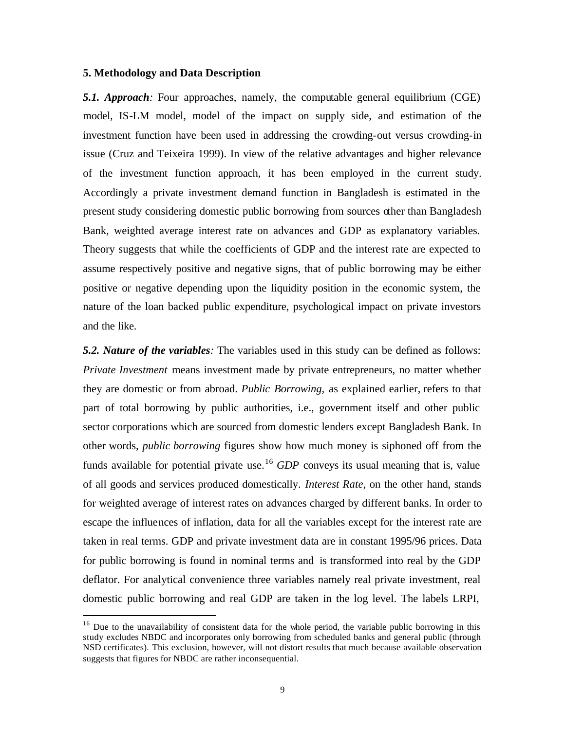## 5. Methodology and Data Description

***5.1. Approach**:* Four approaches, namely, the computable general equilibrium (CGE) model, IS-LM model, model of the impact on supply side, and estimation of the investment function have been used in addressing the crowding-out versus crowding-in issue (Cruz and Teixeira 1999). In view of the relative advantages and higher relevance of the investment function approach, it has been employed in the current study. Accordingly a private investment demand function in Bangladesh is estimated in the present study considering domestic public borrowing from sources other than Bangladesh Bank, weighted average interest rate on advances and GDP as explanatory variables. Theory suggests that while the coefficients of GDP and the interest rate are expected to assume respectively positive and negative signs, that of public borrowing may be either positive or negative depending upon the liquidity position in the economic system, the nature of the loan backed public expenditure, psychological impact on private investors and the like.

***5.2. Nature of the variables**:* The variables used in this study can be defined as follows: *Private Investment* means investment made by private entrepreneurs, no matter whether they are domestic or from abroad. *Public Borrowing*, as explained earlier, refers to that part of total borrowing by public authorities, i.e., government itself and other public sector corporations which are sourced from domestic lenders except Bangladesh Bank. In other words, *public borrowing* figures show how much money is siphoned off from the funds available for potential private use.[16] *GDP* conveys its usual meaning that is, value of all goods and services produced domestically. *Interest Rate*, on the other hand, stands for weighted average of interest rates on advances charged by different banks. In order to escape the influences of inflation, data for all the variables except for the interest rate are taken in real terms. GDP and private investment data are in constant 1995/96 prices. Data for public borrowing is found in nominal terms and is transformed into real by the GDP deflator. For analytical convenience three variables namely real private investment, real domestic public borrowing and real GDP are taken in the log level. The labels LRPI,

[16] Due to the unavailability of consistent data for the whole period, the variable public borrowing in this study excludes NBDC and incorporates only borrowing from scheduled banks and general public (through NSD certificates). This exclusion, however, will not distort results that much because available observation suggests that figures for NBDC are rather inconsequential.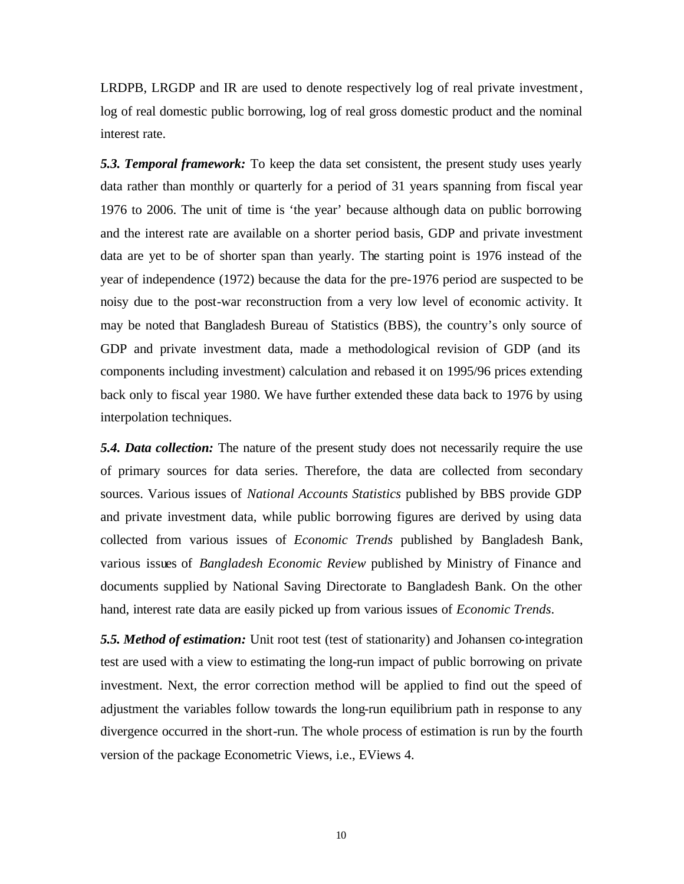LRDPB, LRGDP and IR are used to denote respectively log of real private investment, log of real domestic public borrowing, log of real gross domestic product and the nominal interest rate.

***5.3. Temporal framework:*** To keep the data set consistent, the present study uses yearly data rather than monthly or quarterly for a period of 31 years spanning from fiscal year 1976 to 2006. The unit of time is 'the year' because although data on public borrowing and the interest rate are available on a shorter period basis, GDP and private investment data are yet to be of shorter span than yearly. The starting point is 1976 instead of the year of independence (1972) because the data for the pre-1976 period are suspected to be noisy due to the post-war reconstruction from a very low level of economic activity. It may be noted that Bangladesh Bureau of Statistics (BBS), the country's only source of GDP and private investment data, made a methodological revision of GDP (and its components including investment) calculation and rebased it on 1995/96 prices extending back only to fiscal year 1980. We have further extended these data back to 1976 by using interpolation techniques.

***5.4. Data collection:*** The nature of the present study does not necessarily require the use of primary sources for data series. Therefore, the data are collected from secondary sources. Various issues of *National Accounts Statistics* published by BBS provide GDP and private investment data, while public borrowing figures are derived by using data collected from various issues of *Economic Trends* published by Bangladesh Bank, various issues of *Bangladesh Economic Review* published by Ministry of Finance and documents supplied by National Saving Directorate to Bangladesh Bank. On the other hand, interest rate data are easily picked up from various issues of *Economic Trends*.

***5.5. Method of estimation:*** Unit root test (test of stationarity) and Johansen co-integration test are used with a view to estimating the long-run impact of public borrowing on private investment. Next, the error correction method will be applied to find out the speed of adjustment the variables follow towards the long-run equilibrium path in response to any divergence occurred in the short-run. The whole process of estimation is run by the fourth version of the package Econometric Views, i.e., EViews 4.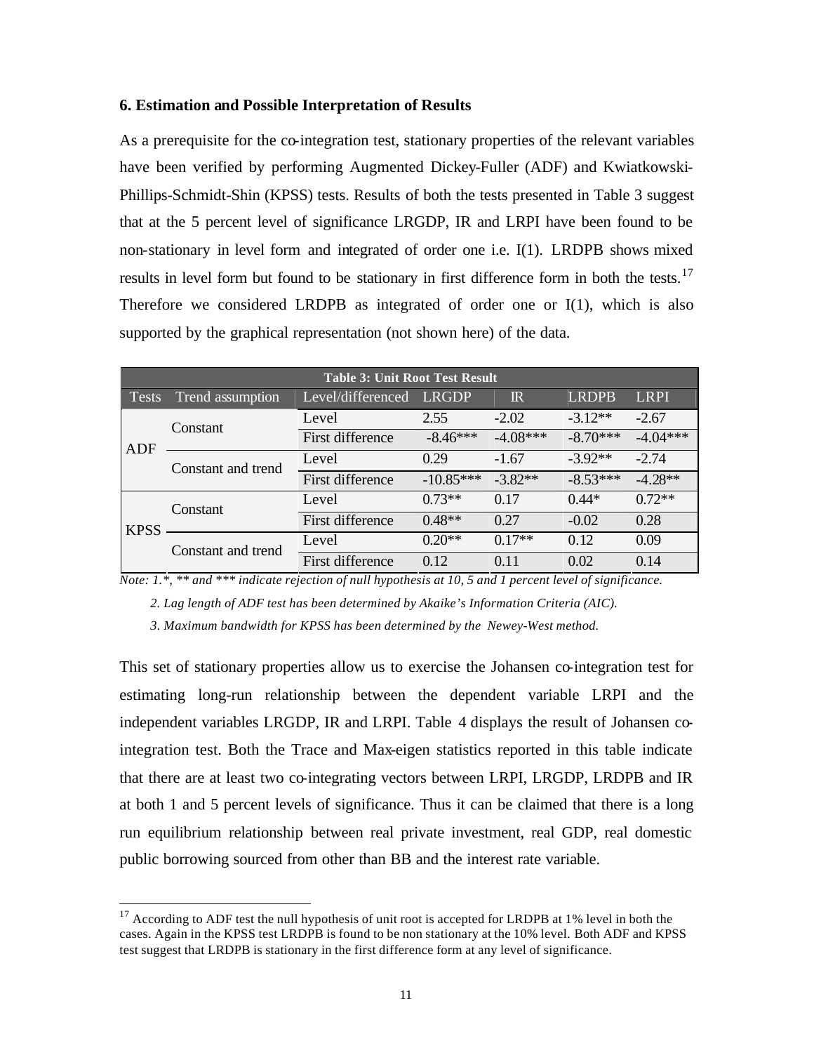### 6. Estimation and Possible Interpretation of Results

As a prerequisite for the co-integration test, stationary properties of the relevant variables have been verified by performing Augmented Dickey-Fuller (ADF) and Kwiatkowski-Phillips-Schmidt-Shin (KPSS) tests. Results of both the tests presented in Table 3 suggest that at the 5 percent level of significance LRGDP, IR and LRPI have been found to be non-stationary in level form and integrated of order one i.e. I(1). LRDPB shows mixed results in level form but found to be stationary in first difference form in both the tests.[17] Therefore we considered LRDPB as integrated of order one or I(1), which is also supported by the graphical representation (not shown here) of the data.

| Table 3: Unit Root Test Result | | | | | | |
|---|---|---|---|---|---|---|
| Tests | Trend assumption | Level/differenced | LRGDP | IR | LRDPB | LRPI |
| ADF | Constant | Level | 2.55 | -2.02 | -3.12** | -2.67 |
| | | First difference | -8.46*** | -4.08*** | -8.70*** | -4.04*** |
| | Constant and trend | Level | 0.29 | -1.67 | -3.92** | -2.74 |
| | | First difference | -10.85*** | -3.82** | -8.53*** | -4.28** |
| KPSS | Constant | Level | 0.73** | 0.17 | 0.44* | 0.72** |
| | | First difference | 0.48** | 0.27 | -0.02 | 0.28 |
| | Constant and trend | Level | 0.20** | 0.17** | 0.12 | 0.09 |
| | | First difference | 0.12 | 0.11 | 0.02 | 0.14 |

*Note: 1.*, ** and *** indicate rejection of null hypothesis at 10, 5 and 1 percent level of significance.*

*2. Lag length of ADF test has been determined by Akaike's Information Criteria (AIC).*

*3. Maximum bandwidth for KPSS has been determined by the Newey-West method.*

This set of stationary properties allow us to exercise the Johansen co-integration test for estimating long-run relationship between the dependent variable LRPI and the independent variables LRGDP, IR and LRPI. Table 4 displays the result of Johansen co-integration test. Both the Trace and Max-eigen statistics reported in this table indicate that there are at least two co-integrating vectors between LRPI, LRGDP, LRDPB and IR at both 1 and 5 percent levels of significance. Thus it can be claimed that there is a long run equilibrium relationship between real private investment, real GDP, real domestic public borrowing sourced from other than BB and the interest rate variable.

[17] According to ADF test the null hypothesis of unit root is accepted for LRDPB at 1% level in both the cases. Again in the KPSS test LRDPB is found to be non stationary at the 10% level. Both ADF and KPSS test suggest that LRDPB is stationary in the first difference form at any level of significance.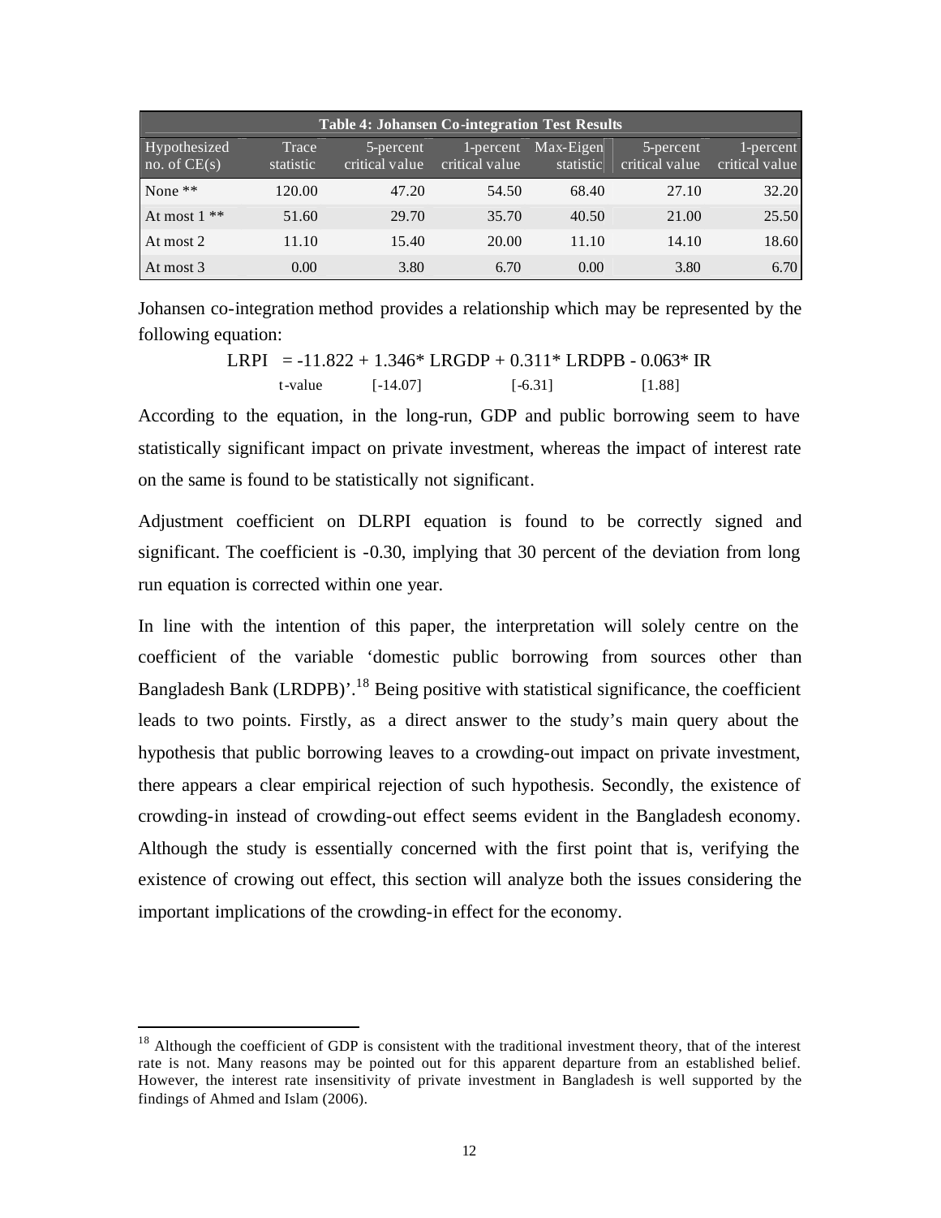| Table 4: Johansen Co-integration Test Results | | | | | | |
|---|---|---|---|---|---|---|
| Hypothesized no. of CE(s) | Trace statistic | 5-percent critical value | 1-percent critical value | Max-Eigen statistic | 5-percent critical value | 1-percent critical value |
| None ** | 120.00 | 47.20 | 54.50 | 68.40 | 27.10 | 32.20 |
| At most 1 ** | 51.60 | 29.70 | 35.70 | 40.50 | 21.00 | 25.50 |
| At most 2 | 11.10 | 15.40 | 20.00 | 11.10 | 14.10 | 18.60 |
| At most 3 | 0.00 | 3.80 | 6.70 | 0.00 | 3.80 | 6.70 |

Johansen co-integration method provides a relationship which may be represented by the following equation:

$$LRPI = -11.822 + 1.346^{*} LRGDP + 0.311^{*} LRDPB - 0.063^{*} IR$$

t-value [-14.07] [-6.31] [1.88]

According to the equation, in the long-run, GDP and public borrowing seem to have statistically significant impact on private investment, whereas the impact of interest rate on the same is found to be statistically not significant.

Adjustment coefficient on DLRPI equation is found to be correctly signed and significant. The coefficient is -0.30, implying that 30 percent of the deviation from long run equation is corrected within one year.

In line with the intention of this paper, the interpretation will solely centre on the coefficient of the variable 'domestic public borrowing from sources other than Bangladesh Bank (LRDPB)'.[18] Being positive with statistical significance, the coefficient leads to two points. Firstly, as a direct answer to the study's main query about the hypothesis that public borrowing leaves to a crowding-out impact on private investment, there appears a clear empirical rejection of such hypothesis. Secondly, the existence of crowding-in instead of crowding-out effect seems evident in the Bangladesh economy. Although the study is essentially concerned with the first point that is, verifying the existence of crowing out effect, this section will analyze both the issues considering the important implications of the crowding-in effect for the economy.

---

[18] Although the coefficient of GDP is consistent with the traditional investment theory, that of the interest rate is not. Many reasons may be pointed out for this apparent departure from an established belief. However, the interest rate insensitivity of private investment in Bangladesh is well supported by the findings of Ahmed and Islam (2006).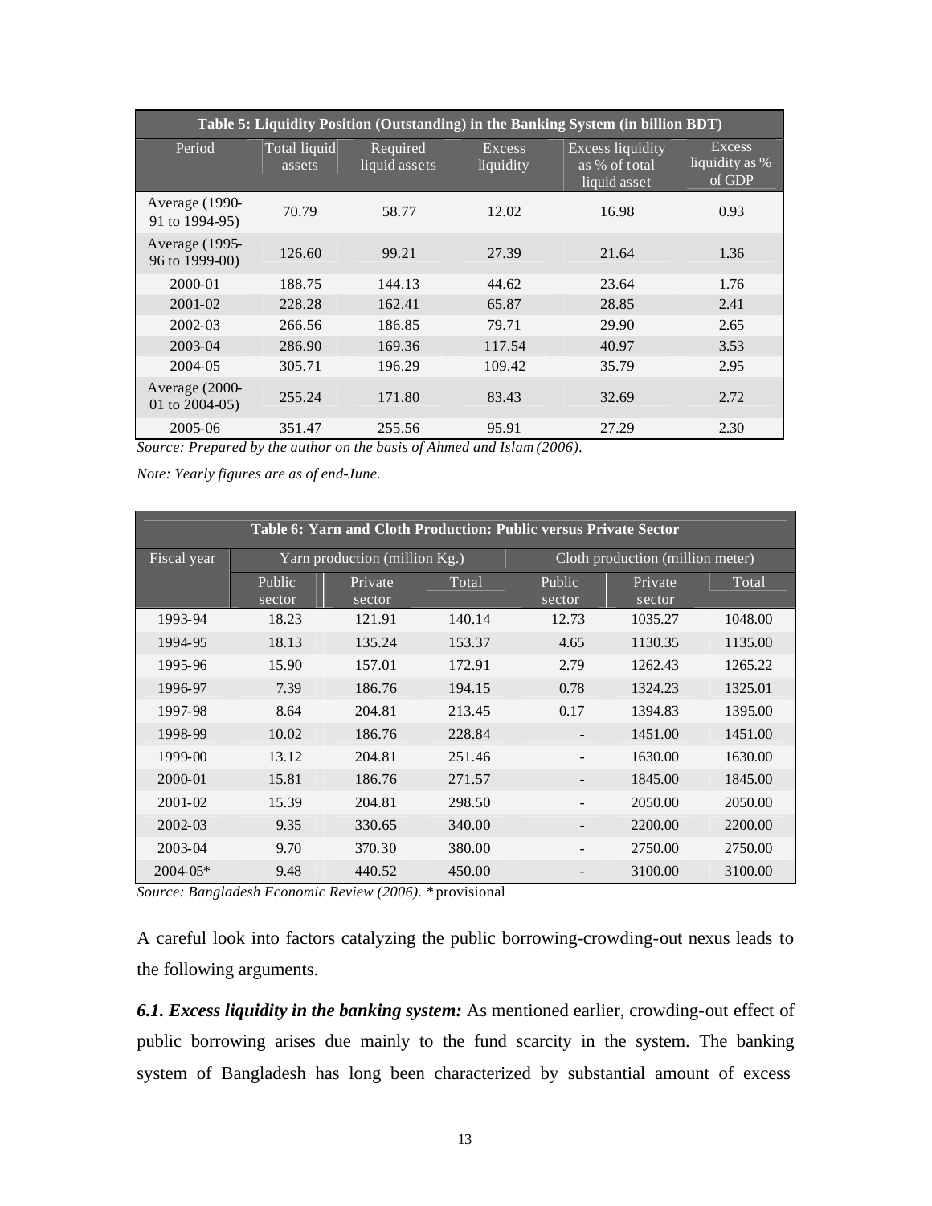| Table 5: Liquidity Position (Outstanding) in the Banking System (in billion BDT) | | | | | |
|---|---|---|---|---|---|
| Period | Total liquid assets | Required liquid assets | Excess liquidity | Excess liquidity as % of total liquid asset | Excess liquidity as % of GDP |
| Average (1990-91 to 1994-95) | 70.79 | 58.77 | 12.02 | 16.98 | 0.93 |
| Average (1995-96 to 1999-00) | 126.60 | 99.21 | 27.39 | 21.64 | 1.36 |
| 2000-01 | 188.75 | 144.13 | 44.62 | 23.64 | 1.76 |
| 2001-02 | 228.28 | 162.41 | 65.87 | 28.85 | 2.41 |
| 2002-03 | 266.56 | 186.85 | 79.71 | 29.90 | 2.65 |
| 2003-04 | 286.90 | 169.36 | 117.54 | 40.97 | 3.53 |
| 2004-05 | 305.71 | 196.29 | 109.42 | 35.79 | 2.95 |
| Average (2000-01 to 2004-05) | 255.24 | 171.80 | 83.43 | 32.69 | 2.72 |
| 2005-06 | 351.47 | 255.56 | 95.91 | 27.29 | 2.30 |

*Source: Prepared by the author on the basis of Ahmed and Islam (2006).*

*Note: Yearly figures are as of end-June.*

| Table 6: Yarn and Cloth Production: Public versus Private Sector | | | | | | |
|---|---|---|---|---|---|---|
| Fiscal year | Yarn production (million Kg.) | | | Cloth production (million meter) | | |
| | Public sector | Private sector | Total | Public sector | Private sector | Total |
| 1993-94 | 18.23 | 121.91 | 140.14 | 12.73 | 1035.27 | 1048.00 |
| 1994-95 | 18.13 | 135.24 | 153.37 | 4.65 | 1130.35 | 1135.00 |
| 1995-96 | 15.90 | 157.01 | 172.91 | 2.79 | 1262.43 | 1265.22 |
| 1996-97 | 7.39 | 186.76 | 194.15 | 0.78 | 1324.23 | 1325.01 |
| 1997-98 | 8.64 | 204.81 | 213.45 | 0.17 | 1394.83 | 1395.00 |
| 1998-99 | 10.02 | 186.76 | 228.84 | - | 1451.00 | 1451.00 |
| 1999-00 | 13.12 | 204.81 | 251.46 | - | 1630.00 | 1630.00 |
| 2000-01 | 15.81 | 186.76 | 271.57 | - | 1845.00 | 1845.00 |
| 2001-02 | 15.39 | 204.81 | 298.50 | - | 2050.00 | 2050.00 |
| 2002-03 | 9.35 | 330.65 | 340.00 | - | 2200.00 | 2200.00 |
| 2003-04 | 9.70 | 370.30 | 380.00 | - | 2750.00 | 2750.00 |
| 2004-05* | 9.48 | 440.52 | 450.00 | - | 3100.00 | 3100.00 |

*Source: Bangladesh Economic Review (2006).* * provisional

A careful look into factors catalyzing the public borrowing-crowding-out nexus leads to the following arguments.

***6.1. Excess liquidity in the banking system:*** As mentioned earlier, crowding-out effect of public borrowing arises due mainly to the fund scarcity in the system. The banking system of Bangladesh has long been characterized by substantial amount of excess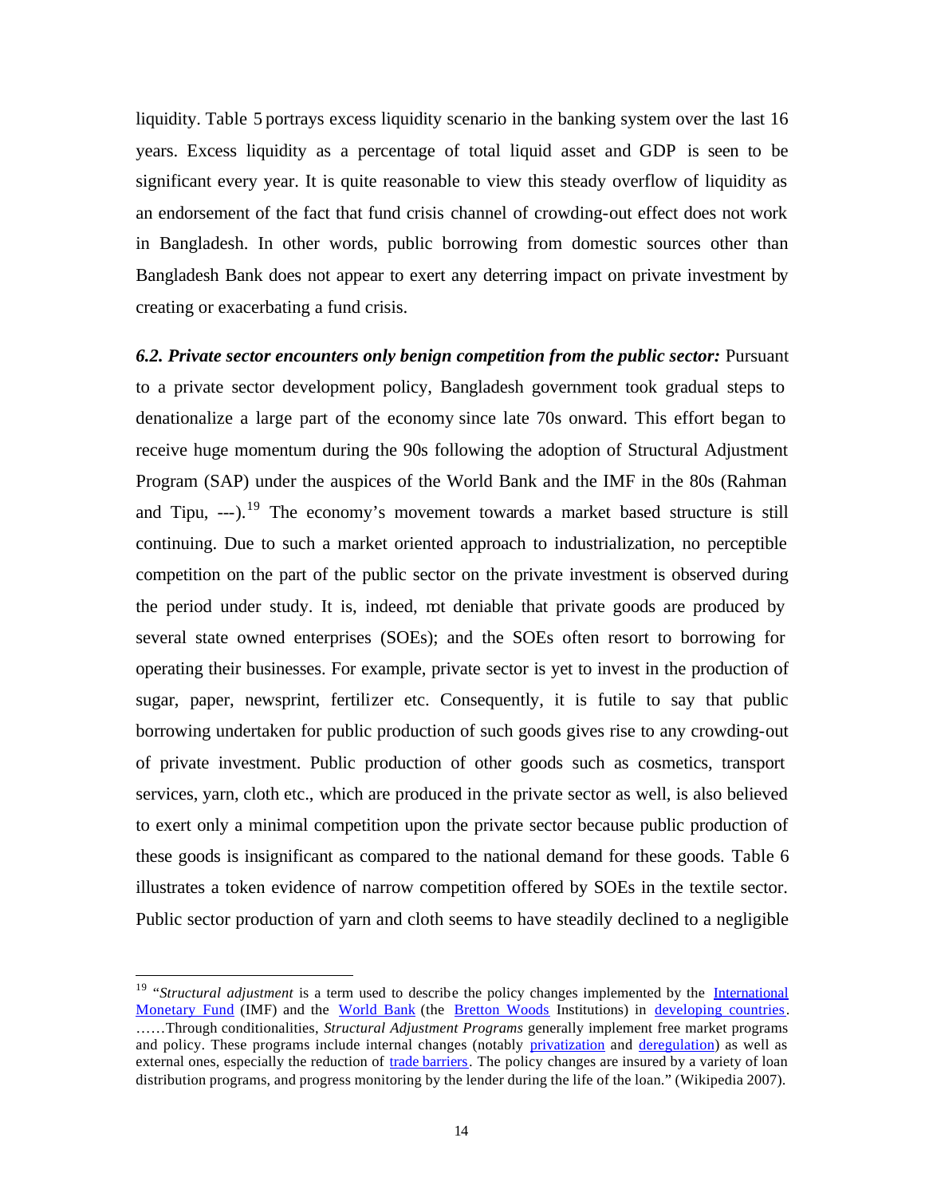liquidity. Table 5 portrays excess liquidity scenario in the banking system over the last 16 years. Excess liquidity as a percentage of total liquid asset and GDP is seen to be significant every year. It is quite reasonable to view this steady overflow of liquidity as an endorsement of the fact that fund crisis channel of crowding-out effect does not work in Bangladesh. In other words, public borrowing from domestic sources other than Bangladesh Bank does not appear to exert any deterring impact on private investment by creating or exacerbating a fund crisis.

***6.2. Private sector encounters only benign competition from the public sector:*** Pursuant to a private sector development policy, Bangladesh government took gradual steps to denationalize a large part of the economy since late 70s onward. This effort began to receive huge momentum during the 90s following the adoption of Structural Adjustment Program (SAP) under the auspices of the World Bank and the IMF in the 80s (Rahman and Tipu, ---).[19] The economy's movement towards a market based structure is still continuing. Due to such a market oriented approach to industrialization, no perceptible competition on the part of the public sector on the private investment is observed during the period under study. It is, indeed, not deniable that private goods are produced by several state owned enterprises (SOEs); and the SOEs often resort to borrowing for operating their businesses. For example, private sector is yet to invest in the production of sugar, paper, newsprint, fertilizer etc. Consequently, it is futile to say that public borrowing undertaken for public production of such goods gives rise to any crowding-out of private investment. Public production of other goods such as cosmetics, transport services, yarn, cloth etc., which are produced in the private sector as well, is also believed to exert only a minimal competition upon the private sector because public production of these goods is insignificant as compared to the national demand for these goods. Table 6 illustrates a token evidence of narrow competition offered by SOEs in the textile sector. Public sector production of yarn and cloth seems to have steadily declined to a negligible

---

[19] "*Structural adjustment* is a term used to describe the policy changes implemented by the International Monetary Fund (IMF) and the World Bank (the Bretton Woods Institutions) in developing countries. ……Through conditionalities, *Structural Adjustment Programs* generally implement free market programs and policy. These programs include internal changes (notably privatization and deregulation) as well as external ones, especially the reduction of trade barriers. The policy changes are insured by a variety of loan distribution programs, and progress monitoring by the lender during the life of the loan." (Wikipedia 2007).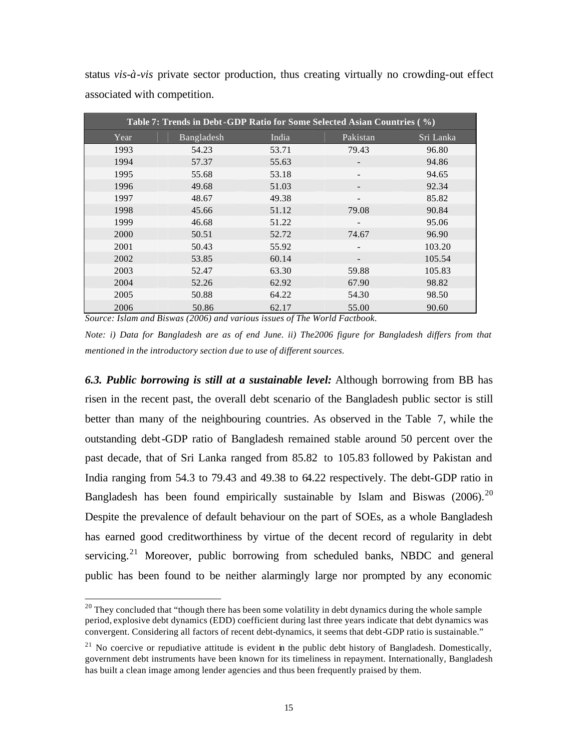status *vis-à-vis* private sector production, thus creating virtually no crowding-out effect associated with competition.

**Table 7: Trends in Debt-GDP Ratio for Some Selected Asian Countries ( %)**

| Year | Bangladesh | India | Pakistan | Sri Lanka |
|---|---|---|---|---|
| 1993 | 54.23 | 53.71 | 79.43 | 96.80 |
| 1994 | 57.37 | 55.63 | - | 94.86 |
| 1995 | 55.68 | 53.18 | - | 94.65 |
| 1996 | 49.68 | 51.03 | - | 92.34 |
| 1997 | 48.67 | 49.38 | - | 85.82 |
| 1998 | 45.66 | 51.12 | 79.08 | 90.84 |
| 1999 | 46.68 | 51.22 | - | 95.06 |
| 2000 | 50.51 | 52.72 | 74.67 | 96.90 |
| 2001 | 50.43 | 55.92 | - | 103.20 |
| 2002 | 53.85 | 60.14 | - | 105.54 |
| 2003 | 52.47 | 63.30 | 59.88 | 105.83 |
| 2004 | 52.26 | 62.92 | 67.90 | 98.82 |
| 2005 | 50.88 | 64.22 | 54.30 | 98.50 |
| 2006 | 50.86 | 62.17 | 55.00 | 90.60 |

*Source: Islam and Biswas (2006) and various issues of The World Factbook.*

*Note: i) Data for Bangladesh are as of end June. ii) The2006 figure for Bangladesh differs from that mentioned in the introductory section due to use of different sources.*

***6.3. Public borrowing is still at a sustainable level:*** Although borrowing from BB has risen in the recent past, the overall debt scenario of the Bangladesh public sector is still better than many of the neighbouring countries. As observed in the Table 7, while the outstanding debt-GDP ratio of Bangladesh remained stable around 50 percent over the past decade, that of Sri Lanka ranged from 85.82 to 105.83 followed by Pakistan and India ranging from 54.3 to 79.43 and 49.38 to 64.22 respectively. The debt-GDP ratio in Bangladesh has been found empirically sustainable by Islam and Biswas (2006).[20] Despite the prevalence of default behaviour on the part of SOEs, as a whole Bangladesh has earned good creditworthiness by virtue of the decent record of regularity in debt servicing.[21] Moreover, public borrowing from scheduled banks, NBDC and general public has been found to be neither alarmingly large nor prompted by any economic

---

[20] They concluded that "though there has been some volatility in debt dynamics during the whole sample period, explosive debt dynamics (EDD) coefficient during last three years indicate that debt dynamics was convergent. Considering all factors of recent debt-dynamics, it seems that debt-GDP ratio is sustainable."

[21] No coercive or repudiative attitude is evident in the public debt history of Bangladesh. Domestically, government debt instruments have been known for its timeliness in repayment. Internationally, Bangladesh has built a clean image among lender agencies and thus been frequently praised by them.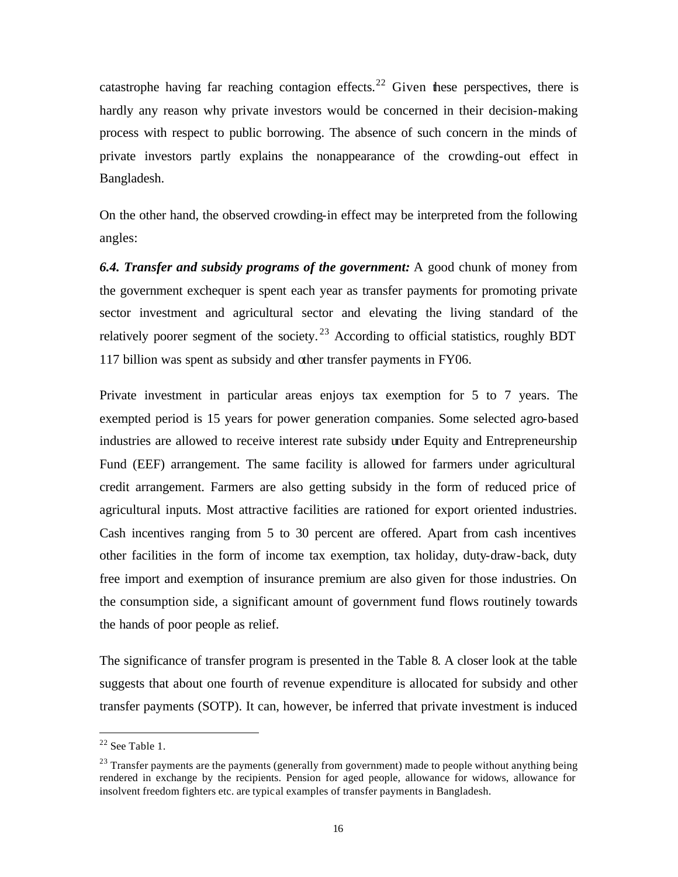catastrophe having far reaching contagion effects.[22] Given these perspectives, there is hardly any reason why private investors would be concerned in their decision-making process with respect to public borrowing. The absence of such concern in the minds of private investors partly explains the nonappearance of the crowding-out effect in Bangladesh.

On the other hand, the observed crowding-in effect may be interpreted from the following angles:

***6.4. Transfer and subsidy programs of the government:*** A good chunk of money from the government exchequer is spent each year as transfer payments for promoting private sector investment and agricultural sector and elevating the living standard of the relatively poorer segment of the society.[23] According to official statistics, roughly BDT 117 billion was spent as subsidy and other transfer payments in FY06.

Private investment in particular areas enjoys tax exemption for 5 to 7 years. The exempted period is 15 years for power generation companies. Some selected agro-based industries are allowed to receive interest rate subsidy under Equity and Entrepreneurship Fund (EEF) arrangement. The same facility is allowed for farmers under agricultural credit arrangement. Farmers are also getting subsidy in the form of reduced price of agricultural inputs. Most attractive facilities are rationed for export oriented industries. Cash incentives ranging from 5 to 30 percent are offered. Apart from cash incentives other facilities in the form of income tax exemption, tax holiday, duty-draw-back, duty free import and exemption of insurance premium are also given for those industries. On the consumption side, a significant amount of government fund flows routinely towards the hands of poor people as relief.

The significance of transfer program is presented in the Table 8. A closer look at the table suggests that about one fourth of revenue expenditure is allocated for subsidy and other transfer payments (SOTP). It can, however, be inferred that private investment is induced

---

[22] See Table 1.

[23] Transfer payments are the payments (generally from government) made to people without anything being rendered in exchange by the recipients. Pension for aged people, allowance for widows, allowance for insolvent freedom fighters etc. are typical examples of transfer payments in Bangladesh.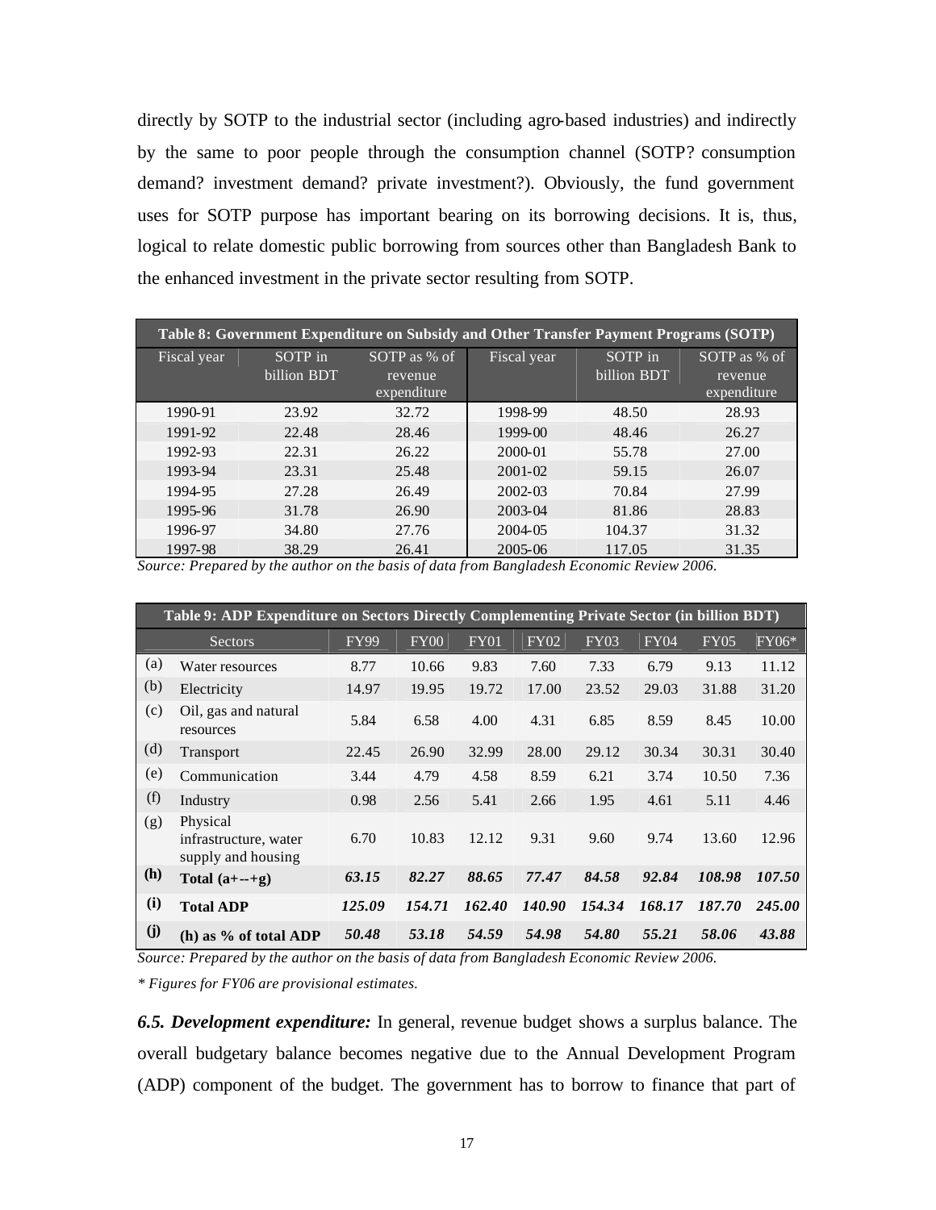directly by SOTP to the industrial sector (including agro-based industries) and indirectly by the same to poor people through the consumption channel (SOTP? consumption demand? investment demand? private investment?). Obviously, the fund government uses for SOTP purpose has important bearing on its borrowing decisions. It is, thus, logical to relate domestic public borrowing from sources other than Bangladesh Bank to the enhanced investment in the private sector resulting from SOTP.

**Table 8: Government Expenditure on Subsidy and Other Transfer Payment Programs (SOTP)**

| Fiscal year | SOTP in billion BDT | SOTP as % of revenue expenditure | Fiscal year | SOTP in billion BDT | SOTP as % of revenue expenditure |
|---|---|---|---|---|---|
| 1990-91 | 23.92 | 32.72 | 1998-99 | 48.50 | 28.93 |
| 1991-92 | 22.48 | 28.46 | 1999-00 | 48.46 | 26.27 |
| 1992-93 | 22.31 | 26.22 | 2000-01 | 55.78 | 27.00 |
| 1993-94 | 23.31 | 25.48 | 2001-02 | 59.15 | 26.07 |
| 1994-95 | 27.28 | 26.49 | 2002-03 | 70.84 | 27.99 |
| 1995-96 | 31.78 | 26.90 | 2003-04 | 81.86 | 28.83 |
| 1996-97 | 34.80 | 27.76 | 2004-05 | 104.37 | 31.32 |
| 1997-98 | 38.29 | 26.41 | 2005-06 | 117.05 | 31.35 |

*Source: Prepared by the author on the basis of data from Bangladesh Economic Review 2006.*

**Table 9: ADP Expenditure on Sectors Directly Complementing Private Sector (in billion BDT)**

| | Sectors | FY99 | FY00 | FY01 | FY02 | FY03 | FY04 | FY05 | FY06* |
|---|---|---|---|---|---|---|---|---|---|
| (a) | Water resources | 8.77 | 10.66 | 9.83 | 7.60 | 7.33 | 6.79 | 9.13 | 11.12 |
| (b) | Electricity | 14.97 | 19.95 | 19.72 | 17.00 | 23.52 | 29.03 | 31.88 | 31.20 |
| (c) | Oil, gas and natural resources | 5.84 | 6.58 | 4.00 | 4.31 | 6.85 | 8.59 | 8.45 | 10.00 |
| (d) | Transport | 22.45 | 26.90 | 32.99 | 28.00 | 29.12 | 30.34 | 30.31 | 30.40 |
| (e) | Communication | 3.44 | 4.79 | 4.58 | 8.59 | 6.21 | 3.74 | 10.50 | 7.36 |
| (f) | Industry | 0.98 | 2.56 | 5.41 | 2.66 | 1.95 | 4.61 | 5.11 | 4.46 |
| (g) | Physical infrastructure, water supply and housing | 6.70 | 10.83 | 12.12 | 9.31 | 9.60 | 9.74 | 13.60 | 12.96 |
| **(h)** | **Total (a+--+g)** | ***63.15*** | ***82.27*** | ***88.65*** | ***77.47*** | ***84.58*** | ***92.84*** | ***108.98*** | ***107.50*** |
| **(i)** | **Total ADP** | ***125.09*** | ***154.71*** | ***162.40*** | ***140.90*** | ***154.34*** | ***168.17*** | ***187.70*** | ***245.00*** |
| **(j)** | **(h) as % of total ADP** | ***50.48*** | ***53.18*** | ***54.59*** | ***54.98*** | ***54.80*** | ***55.21*** | ***58.06*** | ***43.88*** |

*Source: Prepared by the author on the basis of data from Bangladesh Economic Review 2006.*

*\* Figures for FY06 are provisional estimates.*

***6.5. Development expenditure:*** In general, revenue budget shows a surplus balance. The overall budgetary balance becomes negative due to the Annual Development Program (ADP) component of the budget. The government has to borrow to finance that part of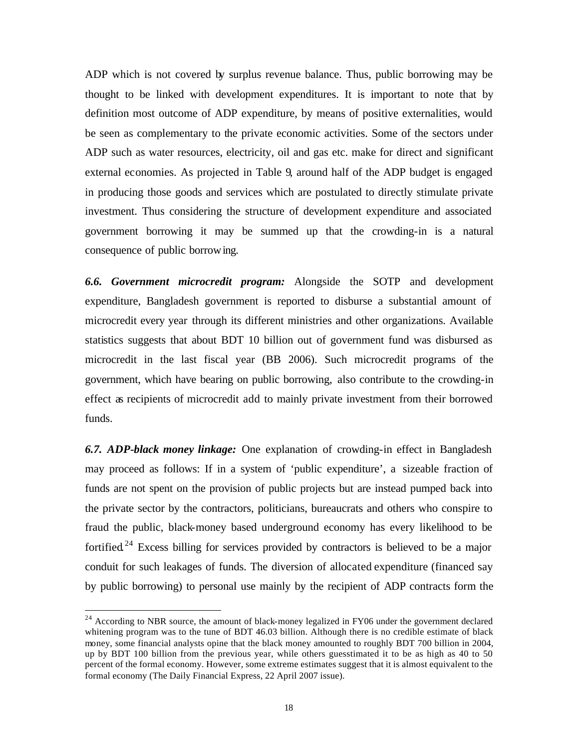ADP which is not covered by surplus revenue balance. Thus, public borrowing may be thought to be linked with development expenditures. It is important to note that by definition most outcome of ADP expenditure, by means of positive externalities, would be seen as complementary to the private economic activities. Some of the sectors under ADP such as water resources, electricity, oil and gas etc. make for direct and significant external economies. As projected in Table 9, around half of the ADP budget is engaged in producing those goods and services which are postulated to directly stimulate private investment. Thus considering the structure of development expenditure and associated government borrowing it may be summed up that the crowding-in is a natural consequence of public borrowing.

***6.6. Government microcredit program:*** Alongside the SOTP and development expenditure, Bangladesh government is reported to disburse a substantial amount of microcredit every year through its different ministries and other organizations. Available statistics suggests that about BDT 10 billion out of government fund was disbursed as microcredit in the last fiscal year (BB 2006). Such microcredit programs of the government, which have bearing on public borrowing, also contribute to the crowding-in effect as recipients of microcredit add to mainly private investment from their borrowed funds.

***6.7. ADP-black money linkage:*** One explanation of crowding-in effect in Bangladesh may proceed as follows: If in a system of 'public expenditure', a sizeable fraction of funds are not spent on the provision of public projects but are instead pumped back into the private sector by the contractors, politicians, bureaucrats and others who conspire to fraud the public, black-money based underground economy has every likelihood to be fortified.[24] Excess billing for services provided by contractors is believed to be a major conduit for such leakages of funds. The diversion of allocated expenditure (financed say by public borrowing) to personal use mainly by the recipient of ADP contracts form the

[24] According to NBR source, the amount of black-money legalized in FY06 under the government declared whitening program was to the tune of BDT 46.03 billion. Although there is no credible estimate of black money, some financial analysts opine that the black money amounted to roughly BDT 700 billion in 2004, up by BDT 100 billion from the previous year, while others guesstimated it to be as high as 40 to 50 percent of the formal economy. However, some extreme estimates suggest that it is almost equivalent to the formal economy (The Daily Financial Express, 22 April 2007 issue).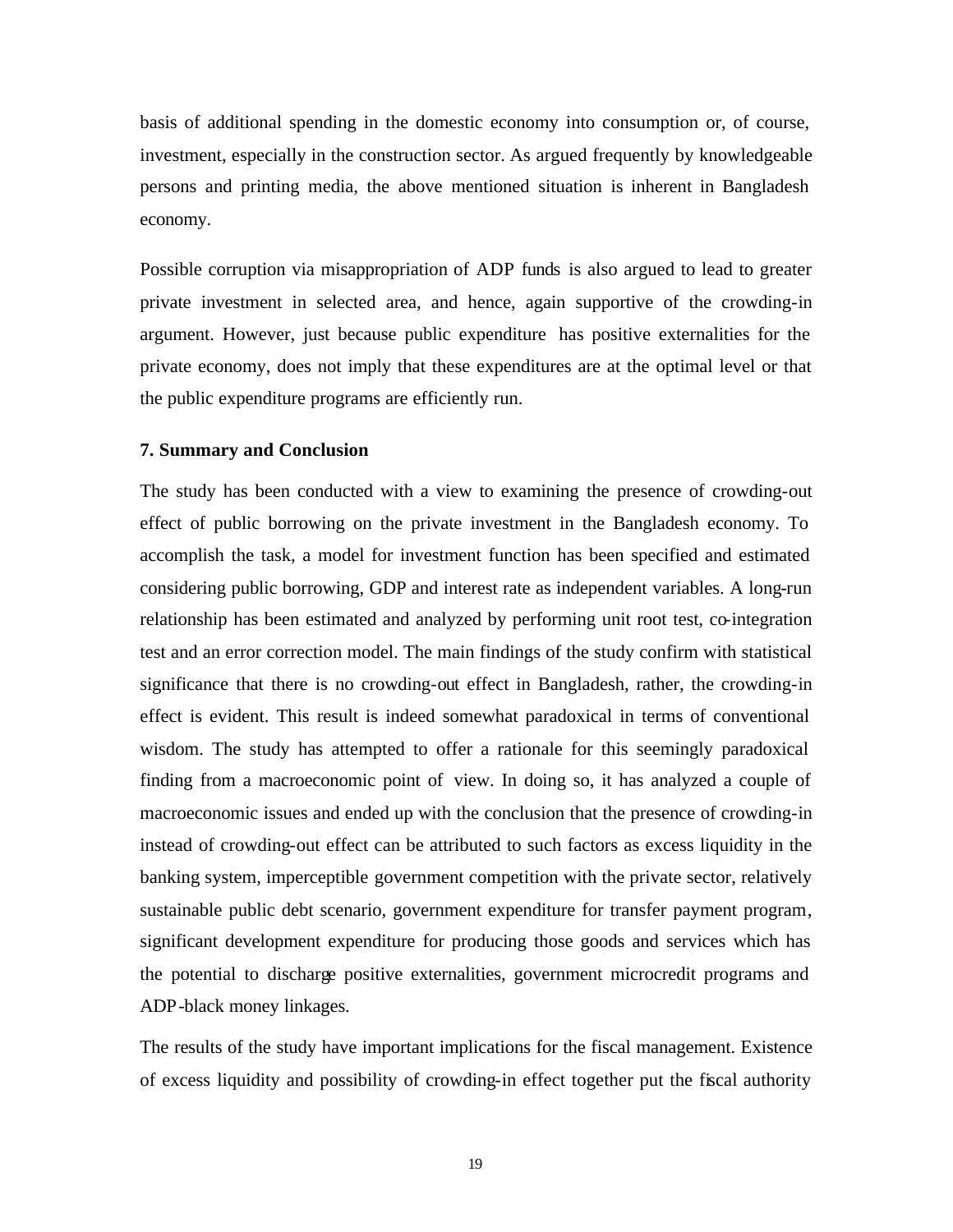basis of additional spending in the domestic economy into consumption or, of course, investment, especially in the construction sector. As argued frequently by knowledgeable persons and printing media, the above mentioned situation is inherent in Bangladesh economy.

Possible corruption via misappropriation of ADP funds is also argued to lead to greater private investment in selected area, and hence, again supportive of the crowding-in argument. However, just because public expenditure has positive externalities for the private economy, does not imply that these expenditures are at the optimal level or that the public expenditure programs are efficiently run.

## 7. Summary and Conclusion

The study has been conducted with a view to examining the presence of crowding-out effect of public borrowing on the private investment in the Bangladesh economy. To accomplish the task, a model for investment function has been specified and estimated considering public borrowing, GDP and interest rate as independent variables. A long-run relationship has been estimated and analyzed by performing unit root test, co-integration test and an error correction model. The main findings of the study confirm with statistical significance that there is no crowding-out effect in Bangladesh, rather, the crowding-in effect is evident. This result is indeed somewhat paradoxical in terms of conventional wisdom. The study has attempted to offer a rationale for this seemingly paradoxical finding from a macroeconomic point of view. In doing so, it has analyzed a couple of macroeconomic issues and ended up with the conclusion that the presence of crowding-in instead of crowding-out effect can be attributed to such factors as excess liquidity in the banking system, imperceptible government competition with the private sector, relatively sustainable public debt scenario, government expenditure for transfer payment program, significant development expenditure for producing those goods and services which has the potential to discharge positive externalities, government microcredit programs and ADP-black money linkages.

The results of the study have important implications for the fiscal management. Existence of excess liquidity and possibility of crowding-in effect together put the fiscal authority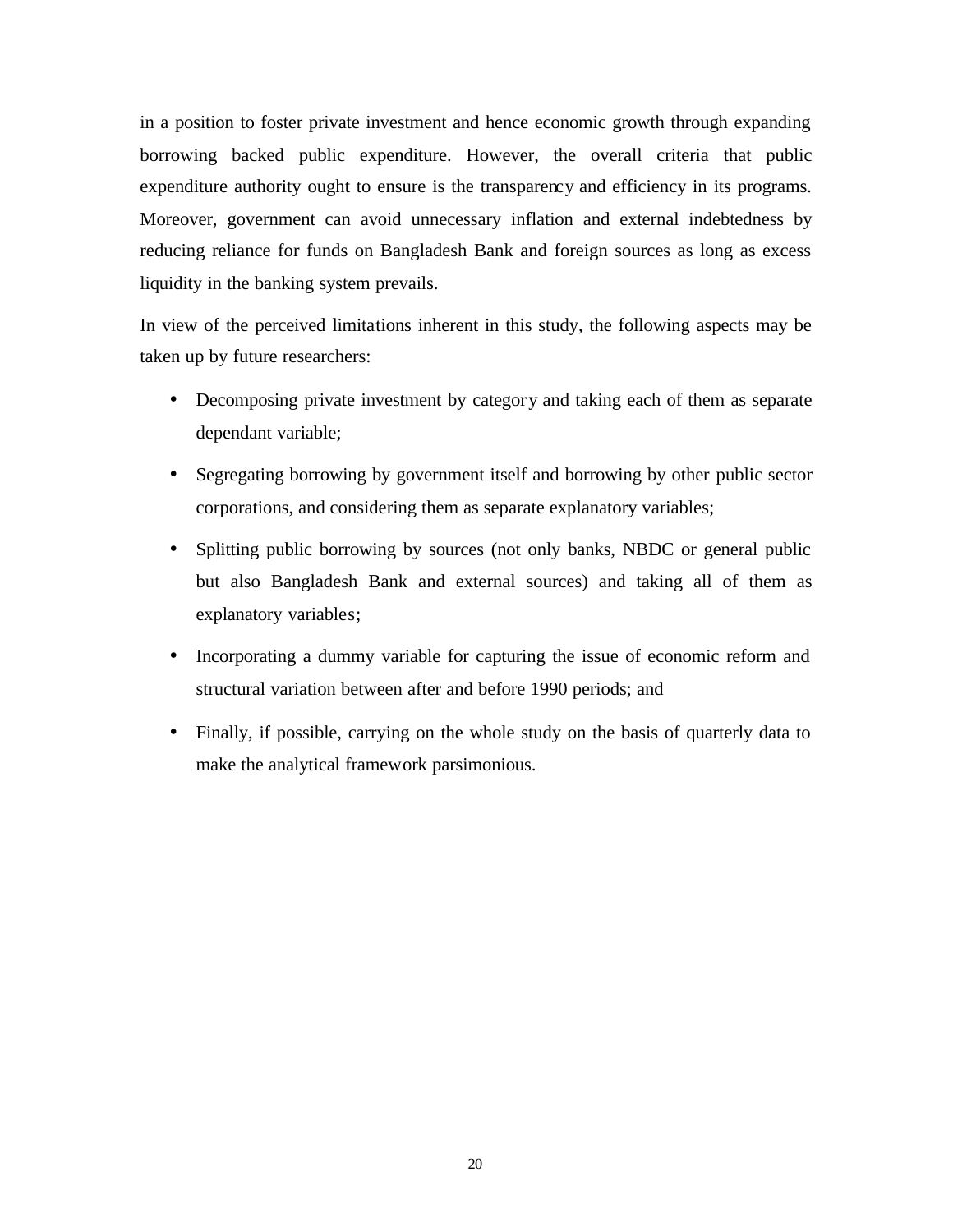in a position to foster private investment and hence economic growth through expanding borrowing backed public expenditure. However, the overall criteria that public expenditure authority ought to ensure is the transparency and efficiency in its programs. Moreover, government can avoid unnecessary inflation and external indebtedness by reducing reliance for funds on Bangladesh Bank and foreign sources as long as excess liquidity in the banking system prevails.

In view of the perceived limitations inherent in this study, the following aspects may be taken up by future researchers:

- Decomposing private investment by category and taking each of them as separate dependant variable;
- Segregating borrowing by government itself and borrowing by other public sector corporations, and considering them as separate explanatory variables;
- Splitting public borrowing by sources (not only banks, NBDC or general public but also Bangladesh Bank and external sources) and taking all of them as explanatory variables;
- Incorporating a dummy variable for capturing the issue of economic reform and structural variation between after and before 1990 periods; and
- Finally, if possible, carrying on the whole study on the basis of quarterly data to make the analytical framework parsimonious.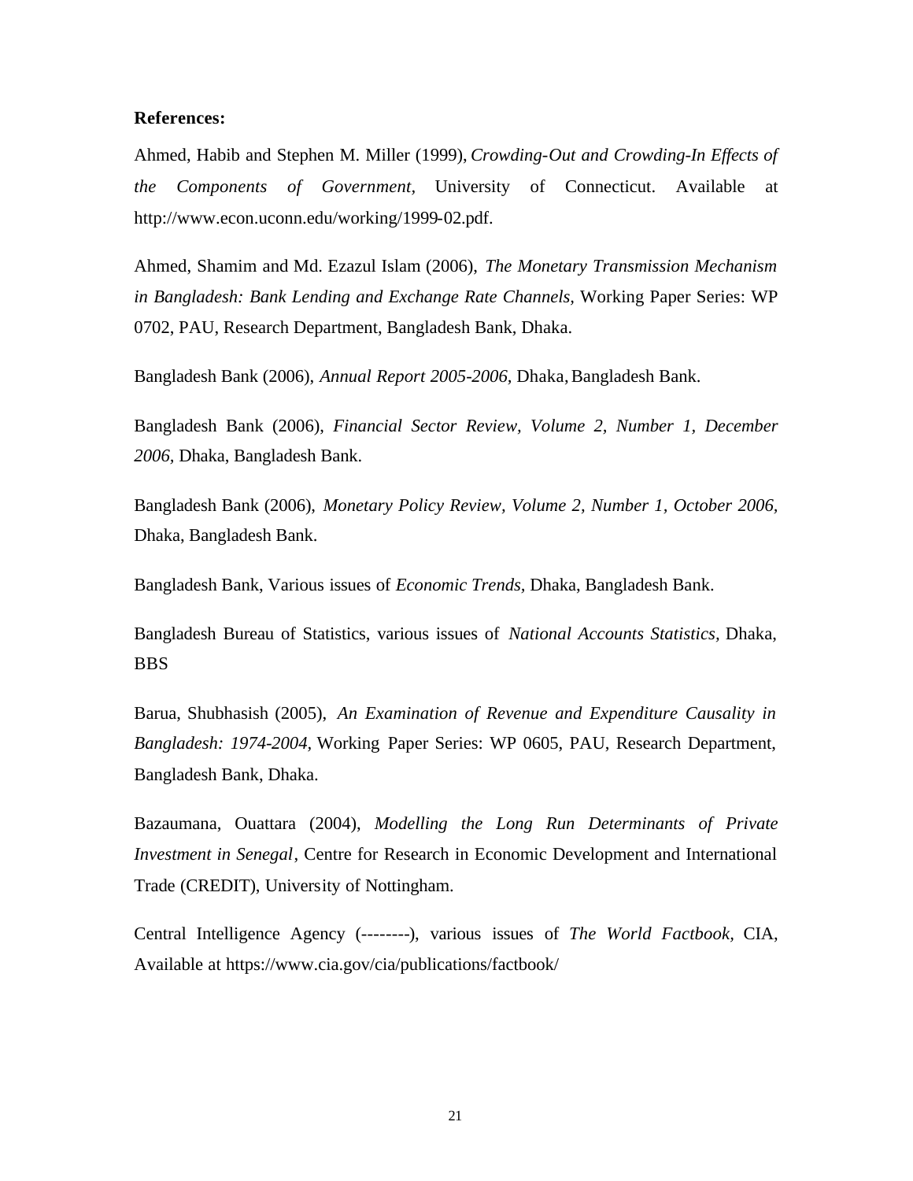**References:**

Ahmed, Habib and Stephen M. Miller (1999), *Crowding-Out and Crowding-In Effects of the Components of Government*, University of Connecticut. Available at http://www.econ.uconn.edu/working/1999-02.pdf.

Ahmed, Shamim and Md. Ezazul Islam (2006), *The Monetary Transmission Mechanism in Bangladesh: Bank Lending and Exchange Rate Channels,* Working Paper Series: WP 0702, PAU, Research Department, Bangladesh Bank, Dhaka.

Bangladesh Bank (2006), *Annual Report 2005-2006,* Dhaka, Bangladesh Bank.

Bangladesh Bank (2006), *Financial Sector Review, Volume 2, Number 1, December 2006,* Dhaka, Bangladesh Bank.

Bangladesh Bank (2006), *Monetary Policy Review, Volume 2, Number 1, October 2006*, Dhaka, Bangladesh Bank.

Bangladesh Bank, Various issues of *Economic Trends,* Dhaka, Bangladesh Bank.

Bangladesh Bureau of Statistics, various issues of *National Accounts Statistics,* Dhaka, BBS

Barua, Shubhasish (2005), *An Examination of Revenue and Expenditure Causality in Bangladesh: 1974-2004,* Working Paper Series: WP 0605, PAU, Research Department, Bangladesh Bank, Dhaka.

Bazaumana, Ouattara (2004), *Modelling the Long Run Determinants of Private Investment in Senegal*, Centre for Research in Economic Development and International Trade (CREDIT), University of Nottingham.

Central Intelligence Agency (--------), various issues of *The World Factbook,* CIA, Available at https://www.cia.gov/cia/publications/factbook/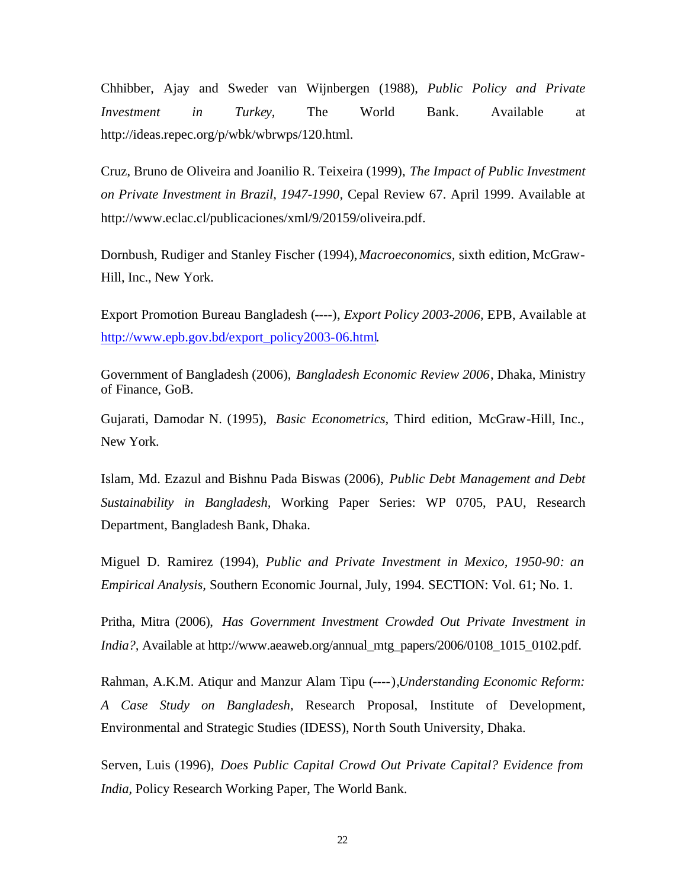Chhibber, Ajay and Sweder van Wijnbergen (1988), *Public Policy and Private Investment in Turkey,* The World Bank. Available at http://ideas.repec.org/p/wbk/wbrwps/120.html.

Cruz, Bruno de Oliveira and Joanilio R. Teixeira (1999), *The Impact of Public Investment on Private Investment in Brazil, 1947-1990,* Cepal Review 67. April 1999. Available at http://www.eclac.cl/publicaciones/xml/9/20159/oliveira.pdf.

Dornbush, Rudiger and Stanley Fischer (1994), *Macroeconomics,* sixth edition, McGraw-Hill, Inc., New York.

Export Promotion Bureau Bangladesh (----), *Export Policy 2003-2006,* EPB, Available at http://www.epb.gov.bd/export_policy2003-06.html.

Government of Bangladesh (2006), *Bangladesh Economic Review 2006*, Dhaka, Ministry of Finance, GoB.

Gujarati, Damodar N. (1995), *Basic Econometrics,* Third edition, McGraw-Hill, Inc., New York.

Islam, Md. Ezazul and Bishnu Pada Biswas (2006), *Public Debt Management and Debt Sustainability in Bangladesh,* Working Paper Series: WP 0705, PAU, Research Department, Bangladesh Bank, Dhaka.

Miguel D. Ramirez (1994), *Public and Private Investment in Mexico, 1950-90: an Empirical Analysis,* Southern Economic Journal, July, 1994. SECTION: Vol. 61; No. 1.

Pritha, Mitra (2006), *Has Government Investment Crowded Out Private Investment in India?,* Available at http://www.aeaweb.org/annual_mtg_papers/2006/0108_1015_0102.pdf.

Rahman, A.K.M. Atiqur and Manzur Alam Tipu (----),*Understanding Economic Reform: A Case Study on Bangladesh,* Research Proposal, Institute of Development, Environmental and Strategic Studies (IDESS), North South University, Dhaka.

Serven, Luis (1996), *Does Public Capital Crowd Out Private Capital? Evidence from India,* Policy Research Working Paper, The World Bank.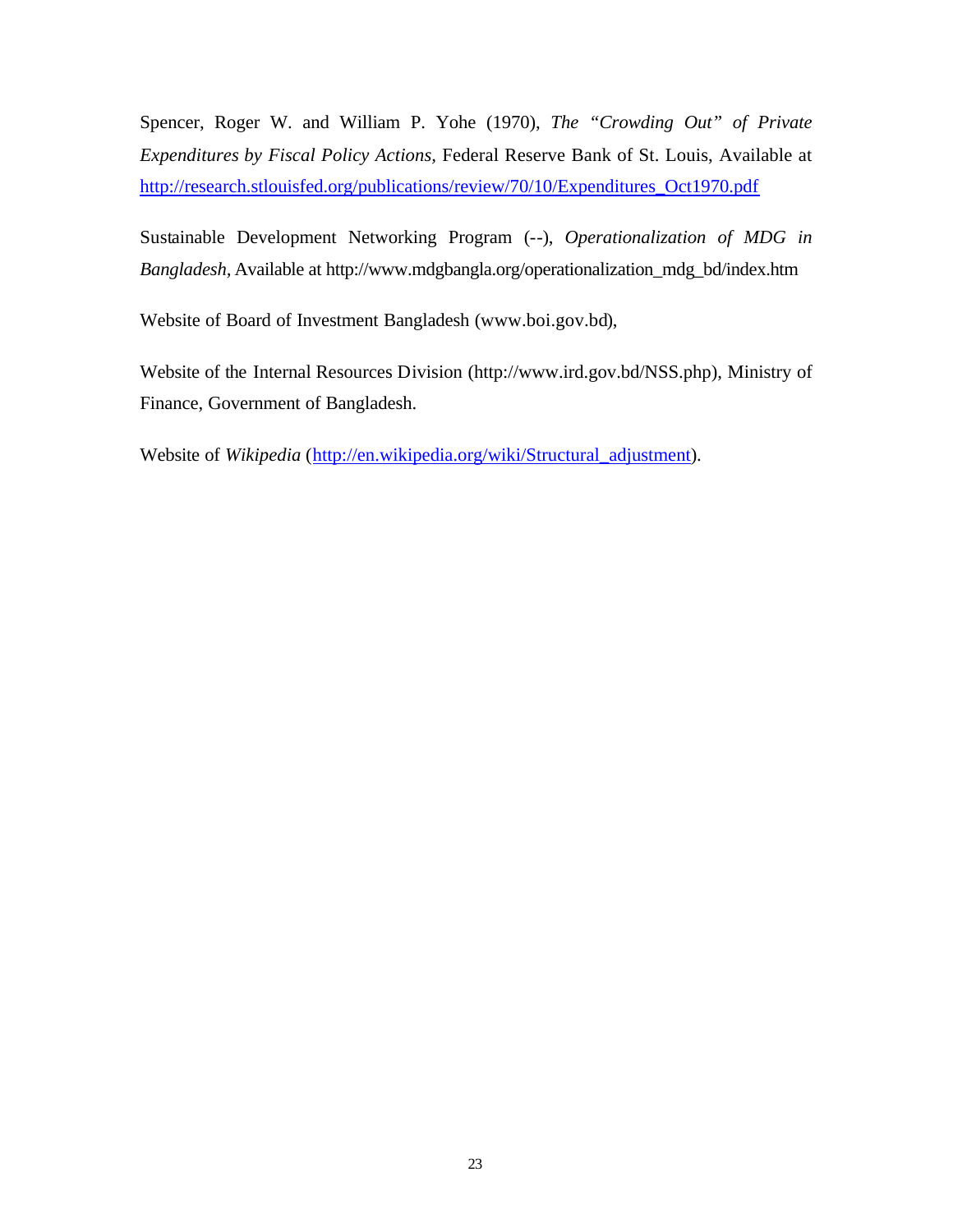Spencer, Roger W. and William P. Yohe (1970), *The "Crowding Out" of Private Expenditures by Fiscal Policy Actions,* Federal Reserve Bank of St. Louis, Available at http://research.stlouisfed.org/publications/review/70/10/Expenditures_Oct1970.pdf

Sustainable Development Networking Program (--), *Operationalization of MDG in Bangladesh*, Available at http://www.mdgbangla.org/operationalization_mdg_bd/index.htm

Website of Board of Investment Bangladesh (www.boi.gov.bd),

Website of the Internal Resources Division (http://www.ird.gov.bd/NSS.php), Ministry of Finance, Government of Bangladesh.

Website of *Wikipedia* (http://en.wikipedia.org/wiki/Structural_adjustment).